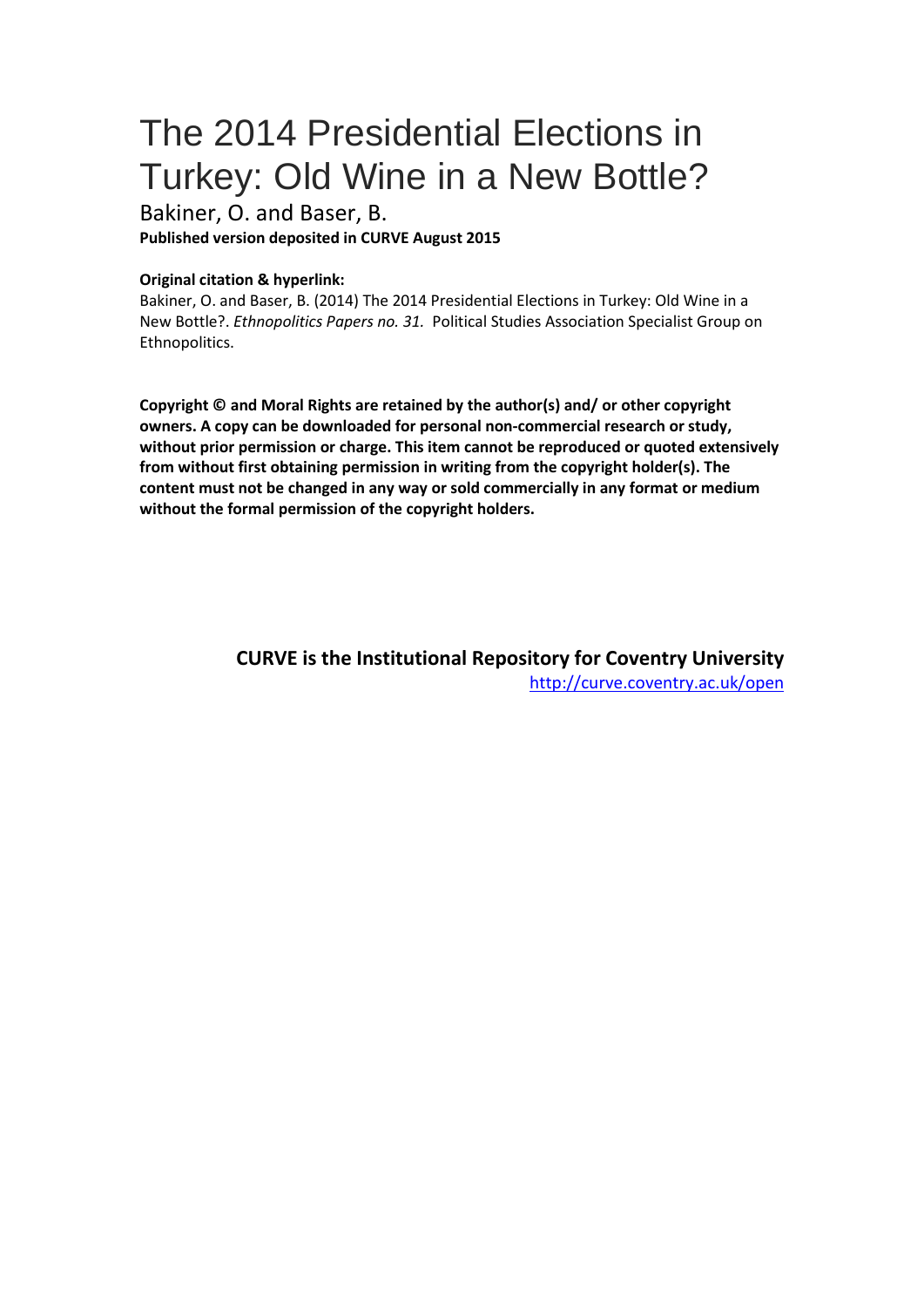# The 2014 Presidential Elections in Turkey: Old Wine in a New Bottle?

Bakiner, O. and Baser, B.

**Published version deposited in CURVE August 2015**

**Original citation & hyperlink:**

Bakiner, O. and Baser, B. (2014) The 2014 Presidential Elections in Turkey: Old Wine in a New Bottle?. *Ethnopolitics Papers no. 31.* Political Studies Association Specialist Group on Ethnopolitics.

**Copyright © and Moral Rights are retained by the author(s) and/ or other copyright owners. A copy can be downloaded for personal non-commercial research or study, without prior permission or charge. This item cannot be reproduced or quoted extensively from without first obtaining permission in writing from the copyright holder(s). The content must not be changed in any way or sold commercially in any format or medium without the formal permission of the copyright holders.**

**CURVE is the Institutional Repository for Coventry University**

http://curve.coventry.ac.uk/open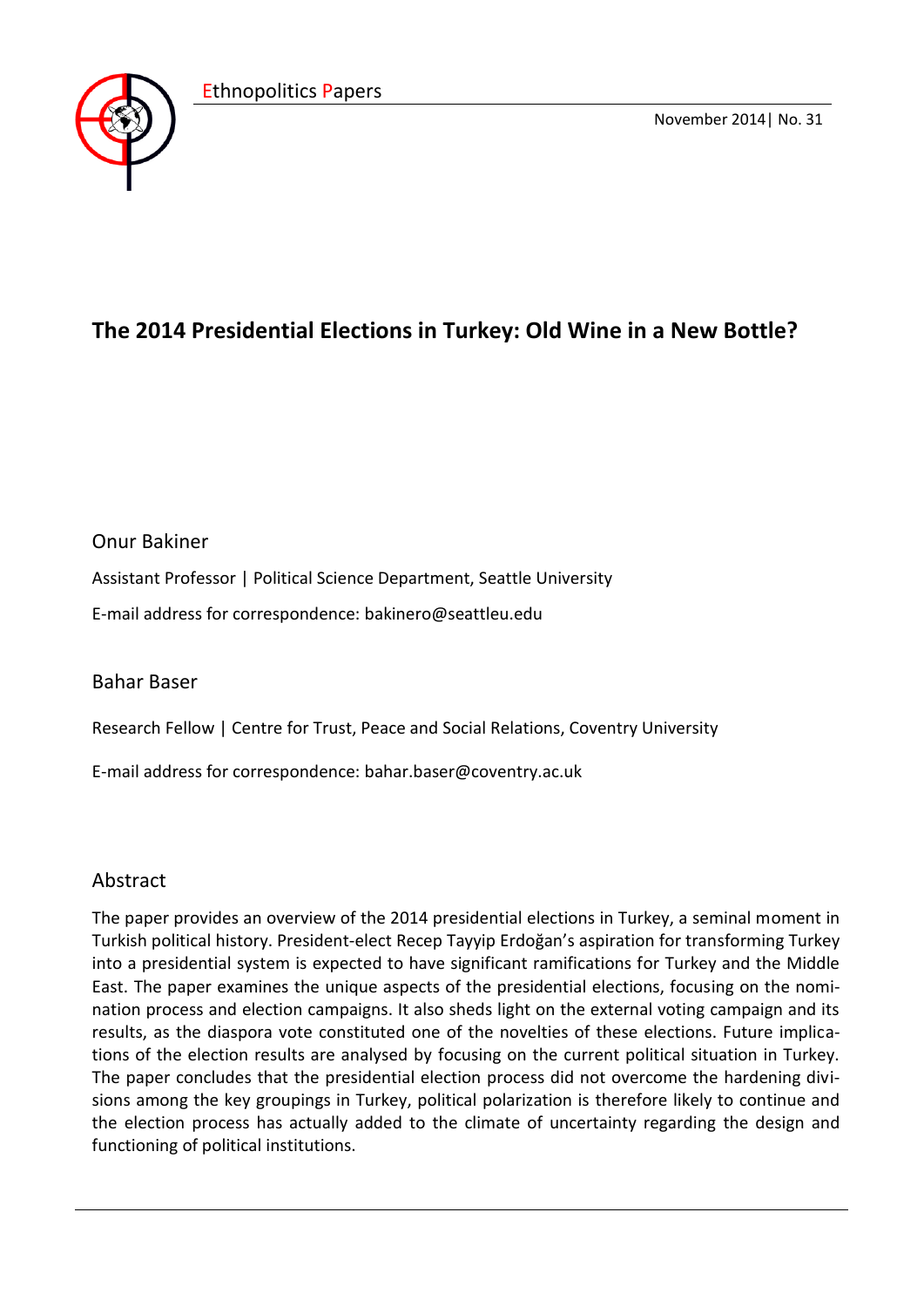# The 2014 Presidential Elections in Turkey: Old Wine in a New Bottle?

Onur Bakiner

Assistant Professor | Political Science Department, Seattle University

E-mail address for correspondence: bakinero@seattleu.edu

Bahar Baser

Research Fellow | Centre for Trust, Peace and Social Relations, Coventry University

E-mail address for correspondence: bahar.baser@coventry.ac.uk

## Abstract

The paper provides an overview of the 2014 presidential elections in Turkey, a seminal moment in Turkish political history. President-elect Recep Tayyip Erdoğan's aspiration for transforming Turkey into a presidential system is expected to have significant ramifications for Turkey and the Middle East. The paper examines the unique aspects of the presidential elections, focusing on the nomination process and election campaigns. It also sheds light on the external voting campaign and its results, as the diaspora vote constituted one of the novelties of these elections. Future implications of the election results are analysed by focusing on the current political situation in Turkey. The paper concludes that the presidential election process did not overcome the hardening divisions among the key groupings in Turkey, political polarization is therefore likely to continue and the election process has actually added to the climate of uncertainty regarding the design and functioning of political institutions.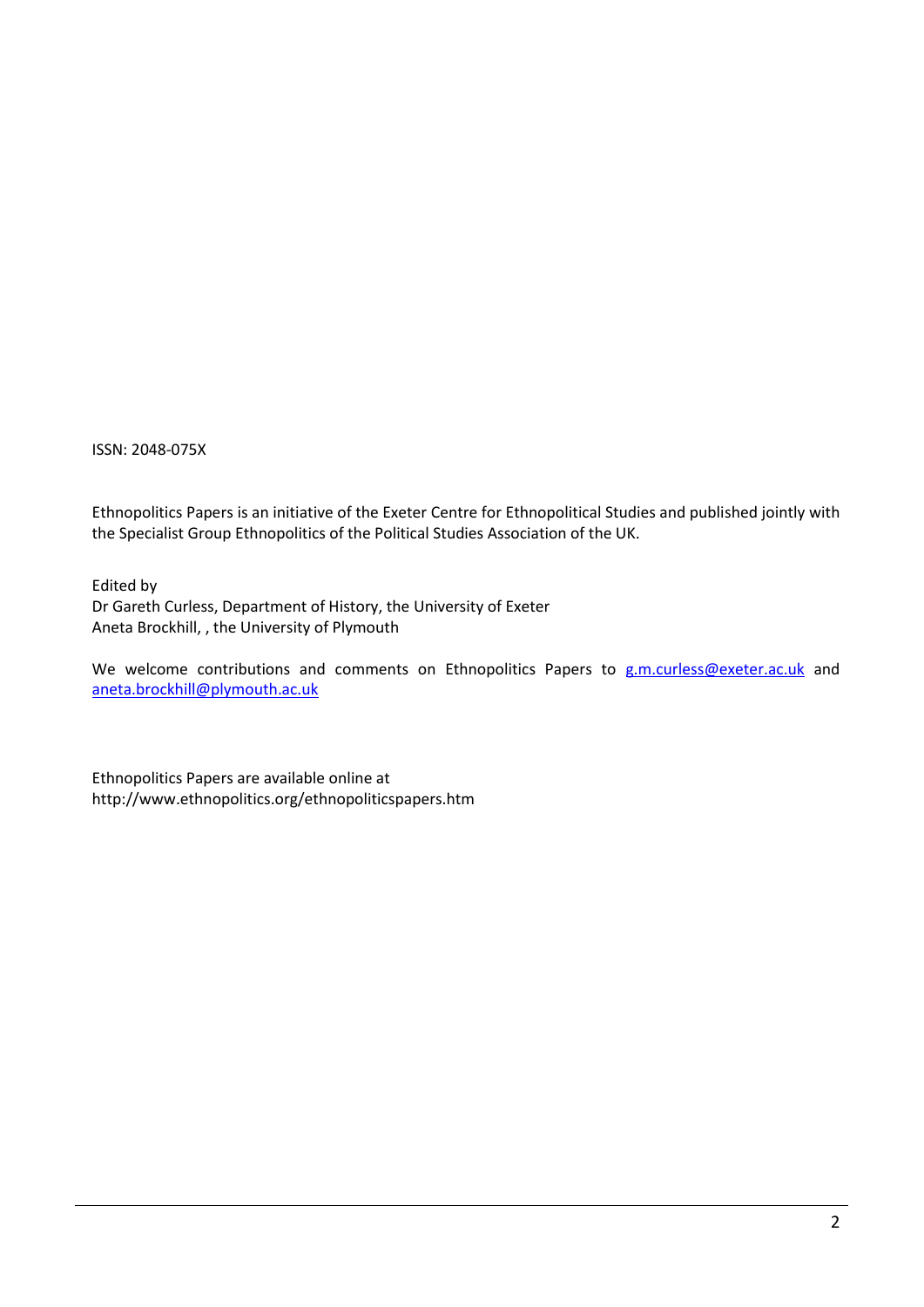ISSN: 2048-075X

Ethnopolitics Papers is an initiative of the Exeter Centre for Ethnopolitical Studies and published jointly with the Specialist Group Ethnopolitics of the Political Studies Association of the UK.

Edited by
Dr Gareth Curless, Department of History, the University of Exeter
Aneta Brockhill, , the University of Plymouth

We welcome contributions and comments on Ethnopolitics Papers to g.m.curless@exeter.ac.uk and aneta.brockhill@plymouth.ac.uk

Ethnopolitics Papers are available online at
http://www.ethnopolitics.org/ethnopoliticspapers.htm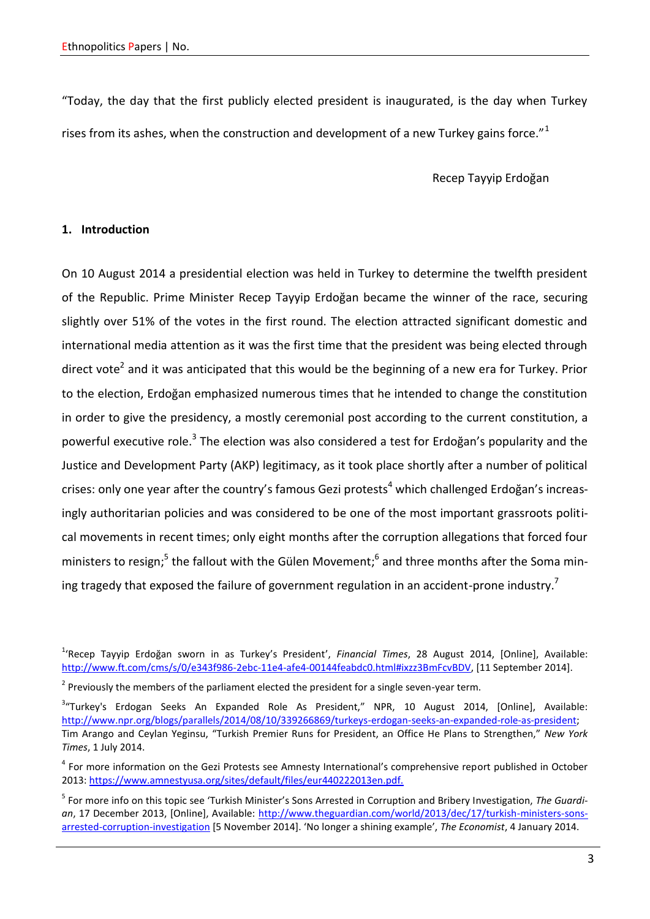"Today, the day that the first publicly elected president is inaugurated, is the day when Turkey rises from its ashes, when the construction and development of a new Turkey gains force."[1]

Recep Tayyip Erdoğan

## 1. Introduction

On 10 August 2014 a presidential election was held in Turkey to determine the twelfth president of the Republic. Prime Minister Recep Tayyip Erdoğan became the winner of the race, securing slightly over 51% of the votes in the first round. The election attracted significant domestic and international media attention as it was the first time that the president was being elected through direct vote[2] and it was anticipated that this would be the beginning of a new era for Turkey. Prior to the election, Erdoğan emphasized numerous times that he intended to change the constitution in order to give the presidency, a mostly ceremonial post according to the current constitution, a powerful executive role.[3] The election was also considered a test for Erdoğan's popularity and the Justice and Development Party (AKP) legitimacy, as it took place shortly after a number of political crises: only one year after the country's famous Gezi protests[4] which challenged Erdoğan's increasingly authoritarian policies and was considered to be one of the most important grassroots political movements in recent times; only eight months after the corruption allegations that forced four ministers to resign;[5] the fallout with the Gülen Movement;[6] and three months after the Soma mining tragedy that exposed the failure of government regulation in an accident-prone industry.[7]

---

[1] 'Recep Tayyip Erdoğan sworn in as Turkey's President', *Financial Times*, 28 August 2014, [Online], Available: http://www.ft.com/cms/s/0/e343f986-2ebc-11e4-afe4-00144feabdc0.html#ixzz3BmFcvBDV, [11 September 2014].

[2] Previously the members of the parliament elected the president for a single seven-year term.

[3] "Turkey's Erdogan Seeks An Expanded Role As President," NPR, 10 August 2014, [Online], Available: http://www.npr.org/blogs/parallels/2014/08/10/339266869/turkeys-erdogan-seeks-an-expanded-role-as-president; Tim Arango and Ceylan Yeginsu, "Turkish Premier Runs for President, an Office He Plans to Strengthen," *New York Times*, 1 July 2014.

[4] For more information on the Gezi Protests see Amnesty International's comprehensive report published in October 2013: https://www.amnestyusa.org/sites/default/files/eur440222013en.pdf.

[5] For more info on this topic see 'Turkish Minister's Sons Arrested in Corruption and Bribery Investigation, *The Guardian*, 17 December 2013, [Online], Available: http://www.theguardian.com/world/2013/dec/17/turkish-ministers-sons-arrested-corruption-investigation [5 November 2014]. 'No longer a shining example', *The Economist*, 4 January 2014.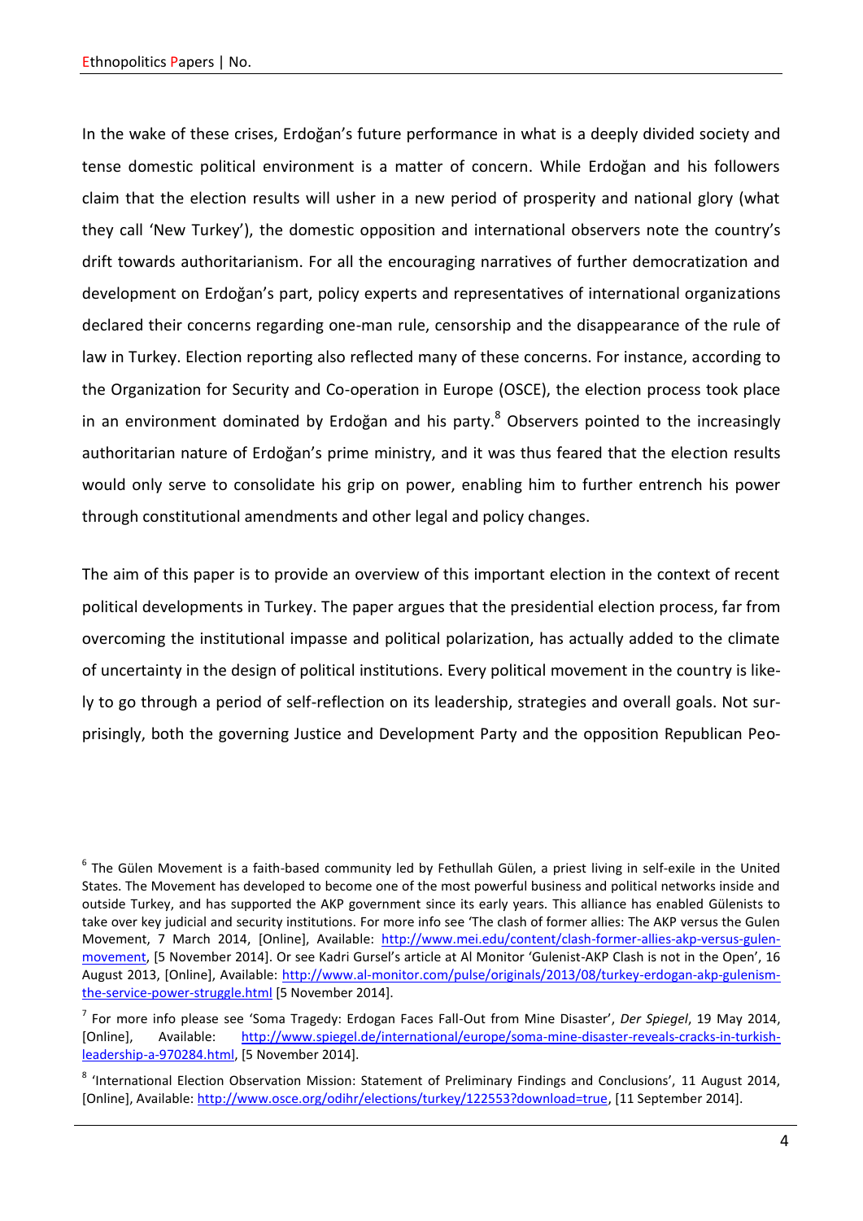In the wake of these crises, Erdoğan's future performance in what is a deeply divided society and tense domestic political environment is a matter of concern. While Erdoğan and his followers claim that the election results will usher in a new period of prosperity and national glory (what they call 'New Turkey'), the domestic opposition and international observers note the country's drift towards authoritarianism. For all the encouraging narratives of further democratization and development on Erdoğan's part, policy experts and representatives of international organizations declared their concerns regarding one-man rule, censorship and the disappearance of the rule of law in Turkey. Election reporting also reflected many of these concerns. For instance, according to the Organization for Security and Co-operation in Europe (OSCE), the election process took place in an environment dominated by Erdoğan and his party.[8] Observers pointed to the increasingly authoritarian nature of Erdoğan's prime ministry, and it was thus feared that the election results would only serve to consolidate his grip on power, enabling him to further entrench his power through constitutional amendments and other legal and policy changes.

The aim of this paper is to provide an overview of this important election in the context of recent political developments in Turkey. The paper argues that the presidential election process, far from overcoming the institutional impasse and political polarization, has actually added to the climate of uncertainty in the design of political institutions. Every political movement in the country is likely to go through a period of self-reflection on its leadership, strategies and overall goals. Not surprisingly, both the governing Justice and Development Party and the opposition Republican Peo-

---

[6] The Gülen Movement is a faith-based community led by Fethullah Gülen, a priest living in self-exile in the United States. The Movement has developed to become one of the most powerful business and political networks inside and outside Turkey, and has supported the AKP government since its early years. This alliance has enabled Gülenists to take over key judicial and security institutions. For more info see 'The clash of former allies: The AKP versus the Gulen Movement, 7 March 2014, [Online], Available: http://www.mei.edu/content/clash-former-allies-akp-versus-gulen-movement, [5 November 2014]. Or see Kadri Gursel's article at Al Monitor 'Gulenist-AKP Clash is not in the Open', 16 August 2013, [Online], Available: http://www.al-monitor.com/pulse/originals/2013/08/turkey-erdogan-akp-gulenism-the-service-power-struggle.html [5 November 2014].

[7] For more info please see 'Soma Tragedy: Erdogan Faces Fall-Out from Mine Disaster', *Der Spiegel*, 19 May 2014, [Online], Available: http://www.spiegel.de/international/europe/soma-mine-disaster-reveals-cracks-in-turkish-leadership-a-970284.html, [5 November 2014].

[8] 'International Election Observation Mission: Statement of Preliminary Findings and Conclusions', 11 August 2014, [Online], Available: http://www.osce.org/odihr/elections/turkey/122553?download=true, [11 September 2014].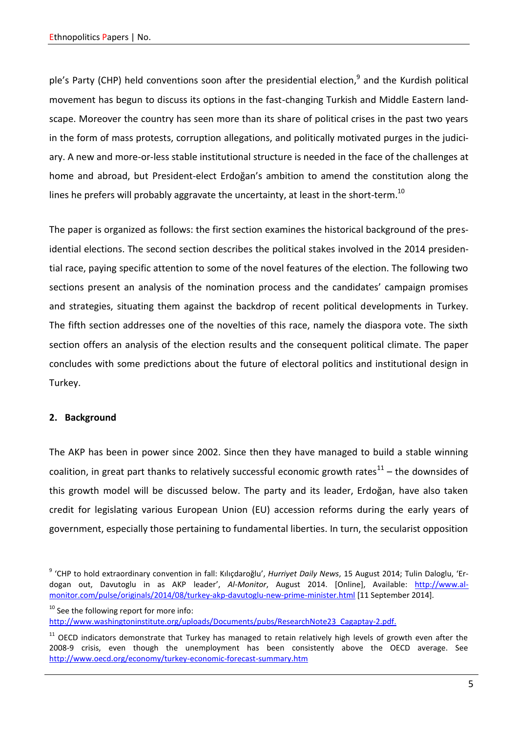ple's Party (CHP) held conventions soon after the presidential election,[9] and the Kurdish political movement has begun to discuss its options in the fast-changing Turkish and Middle Eastern landscape. Moreover the country has seen more than its share of political crises in the past two years in the form of mass protests, corruption allegations, and politically motivated purges in the judiciary. A new and more-or-less stable institutional structure is needed in the face of the challenges at home and abroad, but President-elect Erdoğan's ambition to amend the constitution along the lines he prefers will probably aggravate the uncertainty, at least in the short-term.[10]

The paper is organized as follows: the first section examines the historical background of the presidential elections. The second section describes the political stakes involved in the 2014 presidential race, paying specific attention to some of the novel features of the election. The following two sections present an analysis of the nomination process and the candidates' campaign promises and strategies, situating them against the backdrop of recent political developments in Turkey. The fifth section addresses one of the novelties of this race, namely the diaspora vote. The sixth section offers an analysis of the election results and the consequent political climate. The paper concludes with some predictions about the future of electoral politics and institutional design in Turkey.

## 2. Background

The AKP has been in power since 2002. Since then they have managed to build a stable winning coalition, in great part thanks to relatively successful economic growth rates[11] – the downsides of this growth model will be discussed below. The party and its leader, Erdoğan, have also taken credit for legislating various European Union (EU) accession reforms during the early years of government, especially those pertaining to fundamental liberties. In turn, the secularist opposition

---

[9] 'CHP to hold extraordinary convention in fall: Kılıçdaroğlu', *Hurriyet Daily News*, 15 August 2014; Tulin Daloglu, 'Erdogan out, Davutoglu in as AKP leader', *Al-Monitor*, August 2014. [Online], Available: http://www.al-monitor.com/pulse/originals/2014/08/turkey-akp-davutoglu-new-prime-minister.html [11 September 2014].

[10] See the following report for more info: http://www.washingtoninstitute.org/uploads/Documents/pubs/ResearchNote23_Cagaptay-2.pdf.

[11] OECD indicators demonstrate that Turkey has managed to retain relatively high levels of growth even after the 2008-9 crisis, even though the unemployment has been consistently above the OECD average. See http://www.oecd.org/economy/turkey-economic-forecast-summary.htm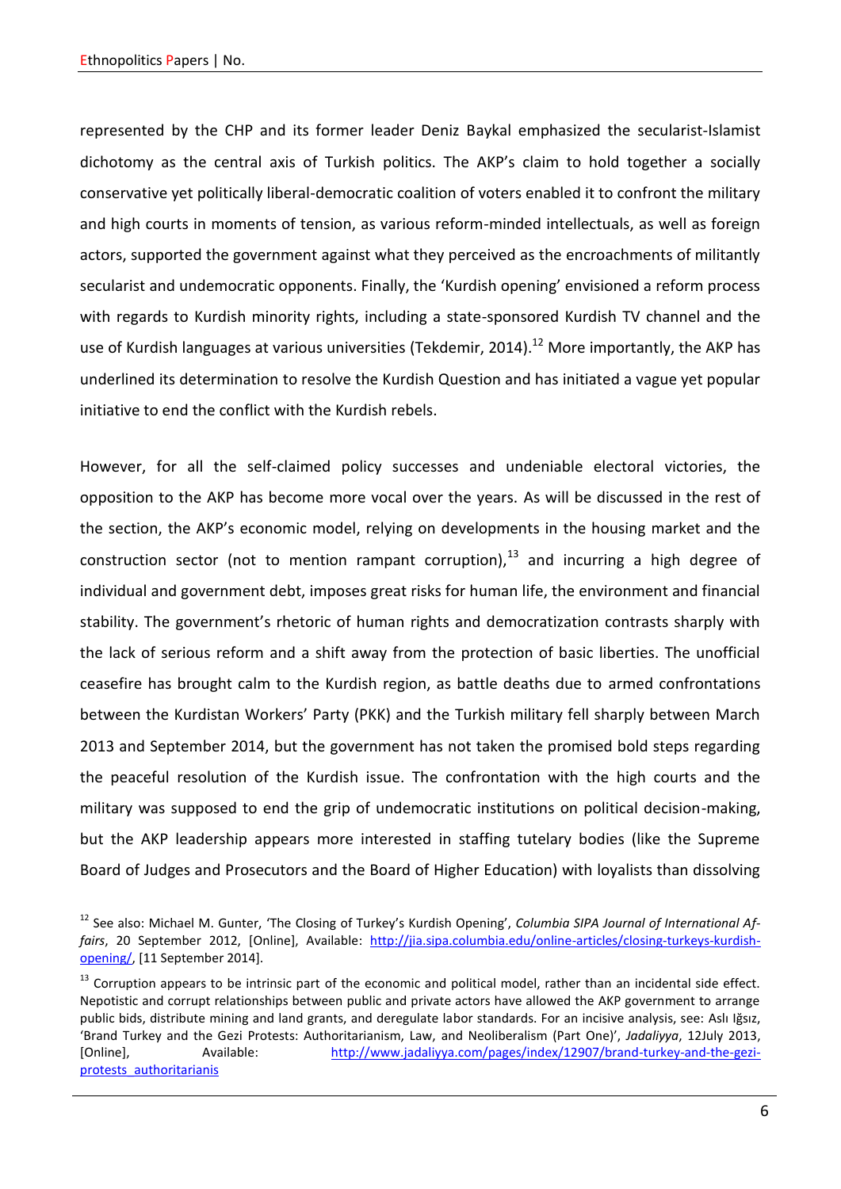represented by the CHP and its former leader Deniz Baykal emphasized the secularist-Islamist dichotomy as the central axis of Turkish politics. The AKP's claim to hold together a socially conservative yet politically liberal-democratic coalition of voters enabled it to confront the military and high courts in moments of tension, as various reform-minded intellectuals, as well as foreign actors, supported the government against what they perceived as the encroachments of militantly secularist and undemocratic opponents. Finally, the 'Kurdish opening' envisioned a reform process with regards to Kurdish minority rights, including a state-sponsored Kurdish TV channel and the use of Kurdish languages at various universities (Tekdemir, 2014).[12] More importantly, the AKP has underlined its determination to resolve the Kurdish Question and has initiated a vague yet popular initiative to end the conflict with the Kurdish rebels.

However, for all the self-claimed policy successes and undeniable electoral victories, the opposition to the AKP has become more vocal over the years. As will be discussed in the rest of the section, the AKP's economic model, relying on developments in the housing market and the construction sector (not to mention rampant corruption),[13] and incurring a high degree of individual and government debt, imposes great risks for human life, the environment and financial stability. The government's rhetoric of human rights and democratization contrasts sharply with the lack of serious reform and a shift away from the protection of basic liberties. The unofficial ceasefire has brought calm to the Kurdish region, as battle deaths due to armed confrontations between the Kurdistan Workers' Party (PKK) and the Turkish military fell sharply between March 2013 and September 2014, but the government has not taken the promised bold steps regarding the peaceful resolution of the Kurdish issue. The confrontation with the high courts and the military was supposed to end the grip of undemocratic institutions on political decision-making, but the AKP leadership appears more interested in staffing tutelary bodies (like the Supreme Board of Judges and Prosecutors and the Board of Higher Education) with loyalists than dissolving

[12] See also: Michael M. Gunter, 'The Closing of Turkey's Kurdish Opening', *Columbia SIPA Journal of International Affairs*, 20 September 2012, [Online], Available: http://jia.sipa.columbia.edu/online-articles/closing-turkeys-kurdish-opening/, [11 September 2014].

[13] Corruption appears to be intrinsic part of the economic and political model, rather than an incidental side effect. Nepotistic and corrupt relationships between public and private actors have allowed the AKP government to arrange public bids, distribute mining and land grants, and deregulate labor standards. For an incisive analysis, see: Aslı Iğsız, 'Brand Turkey and the Gezi Protests: Authoritarianism, Law, and Neoliberalism (Part One)', *Jadaliyya*, 12July 2013, [Online], Available: http://www.jadaliyya.com/pages/index/12907/brand-turkey-and-the-gezi-protests_authoritarianis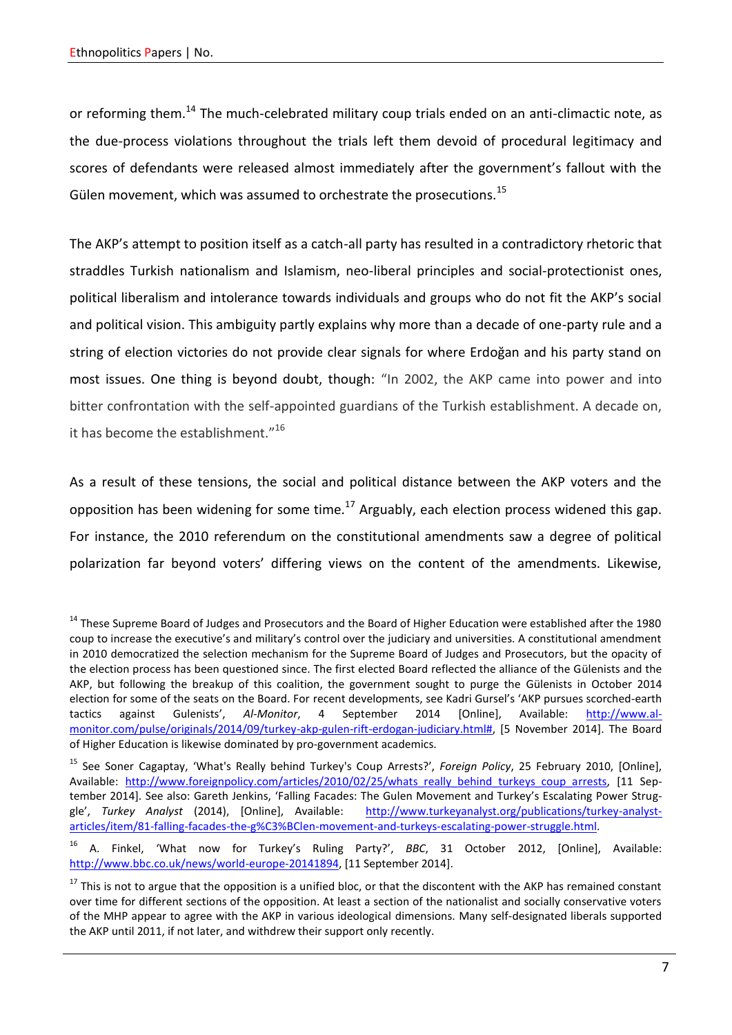or reforming them.[14] The much-celebrated military coup trials ended on an anti-climactic note, as the due-process violations throughout the trials left them devoid of procedural legitimacy and scores of defendants were released almost immediately after the government's fallout with the Gülen movement, which was assumed to orchestrate the prosecutions.[15]

The AKP's attempt to position itself as a catch-all party has resulted in a contradictory rhetoric that straddles Turkish nationalism and Islamism, neo-liberal principles and social-protectionist ones, political liberalism and intolerance towards individuals and groups who do not fit the AKP's social and political vision. This ambiguity partly explains why more than a decade of one-party rule and a string of election victories do not provide clear signals for where Erdoğan and his party stand on most issues. One thing is beyond doubt, though: "In 2002, the AKP came into power and into bitter confrontation with the self-appointed guardians of the Turkish establishment. A decade on, it has become the establishment."[16]

As a result of these tensions, the social and political distance between the AKP voters and the opposition has been widening for some time.[17] Arguably, each election process widened this gap. For instance, the 2010 referendum on the constitutional amendments saw a degree of political polarization far beyond voters' differing views on the content of the amendments. Likewise,

---

[14] These Supreme Board of Judges and Prosecutors and the Board of Higher Education were established after the 1980 coup to increase the executive's and military's control over the judiciary and universities. A constitutional amendment in 2010 democratized the selection mechanism for the Supreme Board of Judges and Prosecutors, but the opacity of the election process has been questioned since. The first elected Board reflected the alliance of the Gülenists and the AKP, but following the breakup of this coalition, the government sought to purge the Gülenists in October 2014 election for some of the seats on the Board. For recent developments, see Kadri Gursel's 'AKP pursues scorched-earth tactics against Gulenists', *Al-Monitor*, 4 September 2014 [Online], Available: http://www.al-monitor.com/pulse/originals/2014/09/turkey-akp-gulen-rift-erdogan-judiciary.html#, [5 November 2014]. The Board of Higher Education is likewise dominated by pro-government academics.

[15] See Soner Cagaptay, 'What's Really behind Turkey's Coup Arrests?', *Foreign Policy*, 25 February 2010, [Online], Available: http://www.foreignpolicy.com/articles/2010/02/25/whats_really_behind_turkeys_coup_arrests, [11 September 2014]. See also: Gareth Jenkins, 'Falling Facades: The Gulen Movement and Turkey's Escalating Power Struggle', *Turkey Analyst* (2014), [Online], Available: http://www.turkeyanalyst.org/publications/turkey-analyst-articles/item/81-falling-facades-the-g%C3%BClen-movement-and-turkeys-escalating-power-struggle.html.

[16] A. Finkel, 'What now for Turkey's Ruling Party?', *BBC*, 31 October 2012, [Online], Available: http://www.bbc.co.uk/news/world-europe-20141894, [11 September 2014].

[17] This is not to argue that the opposition is a unified bloc, or that the discontent with the AKP has remained constant over time for different sections of the opposition. At least a section of the nationalist and socially conservative voters of the MHP appear to agree with the AKP in various ideological dimensions. Many self-designated liberals supported the AKP until 2011, if not later, and withdrew their support only recently.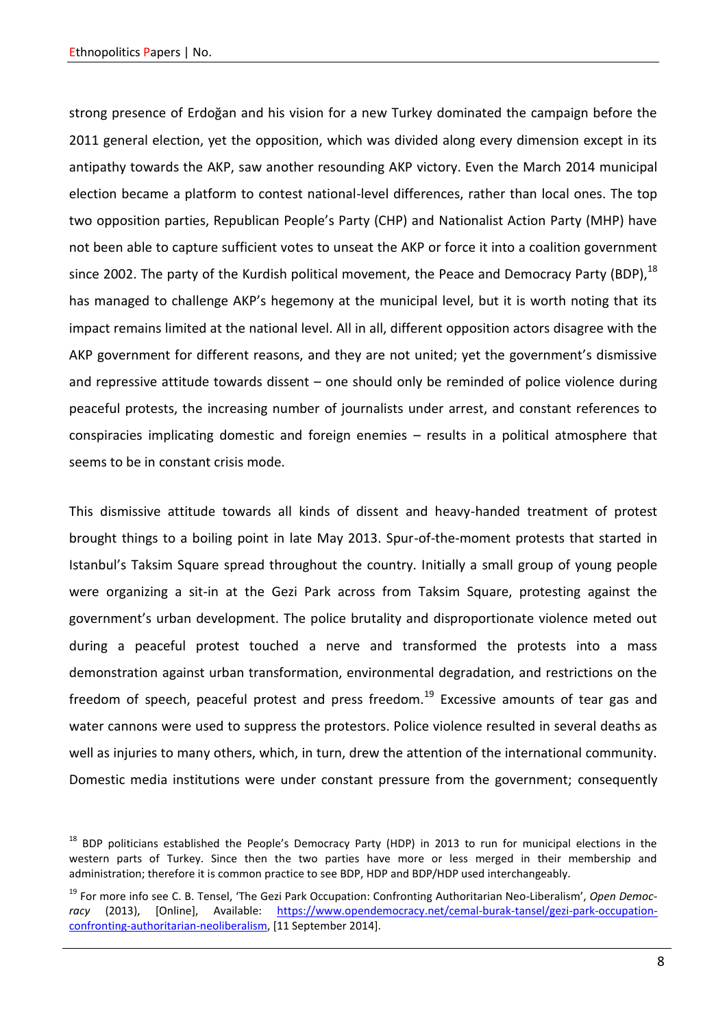strong presence of Erdoğan and his vision for a new Turkey dominated the campaign before the 2011 general election, yet the opposition, which was divided along every dimension except in its antipathy towards the AKP, saw another resounding AKP victory. Even the March 2014 municipal election became a platform to contest national-level differences, rather than local ones. The top two opposition parties, Republican People's Party (CHP) and Nationalist Action Party (MHP) have not been able to capture sufficient votes to unseat the AKP or force it into a coalition government since 2002. The party of the Kurdish political movement, the Peace and Democracy Party (BDP),[18] has managed to challenge AKP's hegemony at the municipal level, but it is worth noting that its impact remains limited at the national level. All in all, different opposition actors disagree with the AKP government for different reasons, and they are not united; yet the government's dismissive and repressive attitude towards dissent – one should only be reminded of police violence during peaceful protests, the increasing number of journalists under arrest, and constant references to conspiracies implicating domestic and foreign enemies – results in a political atmosphere that seems to be in constant crisis mode.

This dismissive attitude towards all kinds of dissent and heavy-handed treatment of protest brought things to a boiling point in late May 2013. Spur-of-the-moment protests that started in Istanbul's Taksim Square spread throughout the country. Initially a small group of young people were organizing a sit-in at the Gezi Park across from Taksim Square, protesting against the government's urban development. The police brutality and disproportionate violence meted out during a peaceful protest touched a nerve and transformed the protests into a mass demonstration against urban transformation, environmental degradation, and restrictions on the freedom of speech, peaceful protest and press freedom.[19] Excessive amounts of tear gas and water cannons were used to suppress the protestors. Police violence resulted in several deaths as well as injuries to many others, which, in turn, drew the attention of the international community. Domestic media institutions were under constant pressure from the government; consequently

[18] BDP politicians established the People's Democracy Party (HDP) in 2013 to run for municipal elections in the western parts of Turkey. Since then the two parties have more or less merged in their membership and administration; therefore it is common practice to see BDP, HDP and BDP/HDP used interchangeably.

[19] For more info see C. B. Tensel, 'The Gezi Park Occupation: Confronting Authoritarian Neo-Liberalism', *Open Democracy* (2013), [Online], Available: https://www.opendemocracy.net/cemal-burak-tansel/gezi-park-occupation-confronting-authoritarian-neoliberalism, [11 September 2014].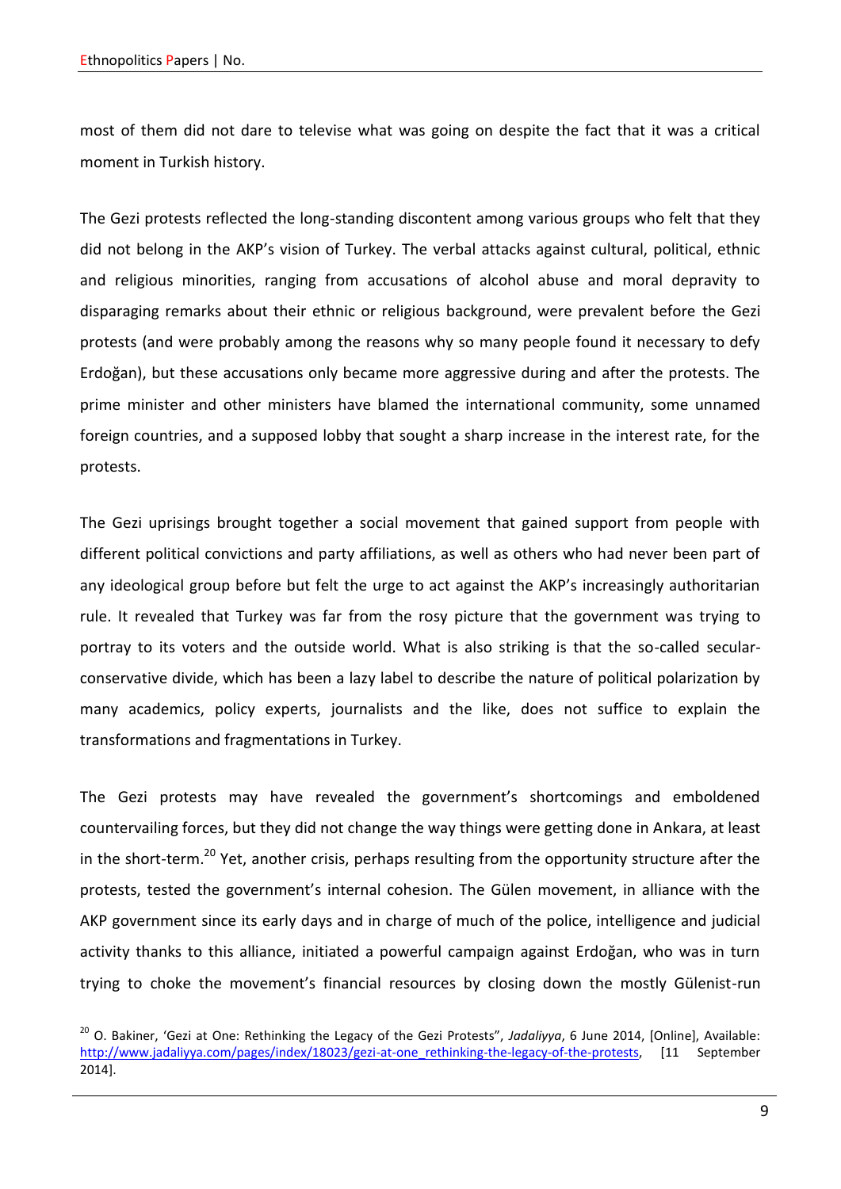most of them did not dare to televise what was going on despite the fact that it was a critical moment in Turkish history.

The Gezi protests reflected the long-standing discontent among various groups who felt that they did not belong in the AKP's vision of Turkey. The verbal attacks against cultural, political, ethnic and religious minorities, ranging from accusations of alcohol abuse and moral depravity to disparaging remarks about their ethnic or religious background, were prevalent before the Gezi protests (and were probably among the reasons why so many people found it necessary to defy Erdoğan), but these accusations only became more aggressive during and after the protests. The prime minister and other ministers have blamed the international community, some unnamed foreign countries, and a supposed lobby that sought a sharp increase in the interest rate, for the protests.

The Gezi uprisings brought together a social movement that gained support from people with different political convictions and party affiliations, as well as others who had never been part of any ideological group before but felt the urge to act against the AKP's increasingly authoritarian rule. It revealed that Turkey was far from the rosy picture that the government was trying to portray to its voters and the outside world. What is also striking is that the so-called secular-conservative divide, which has been a lazy label to describe the nature of political polarization by many academics, policy experts, journalists and the like, does not suffice to explain the transformations and fragmentations in Turkey.

The Gezi protests may have revealed the government's shortcomings and emboldened countervailing forces, but they did not change the way things were getting done in Ankara, at least in the short-term.[20] Yet, another crisis, perhaps resulting from the opportunity structure after the protests, tested the government's internal cohesion. The Gülen movement, in alliance with the AKP government since its early days and in charge of much of the police, intelligence and judicial activity thanks to this alliance, initiated a powerful campaign against Erdoğan, who was in turn trying to choke the movement's financial resources by closing down the mostly Gülenist-run

[20] O. Bakiner, 'Gezi at One: Rethinking the Legacy of the Gezi Protests", *Jadaliyya*, 6 June 2014, [Online], Available: http://www.jadaliyya.com/pages/index/18023/gezi-at-one_rethinking-the-legacy-of-the-protests, [11 September 2014].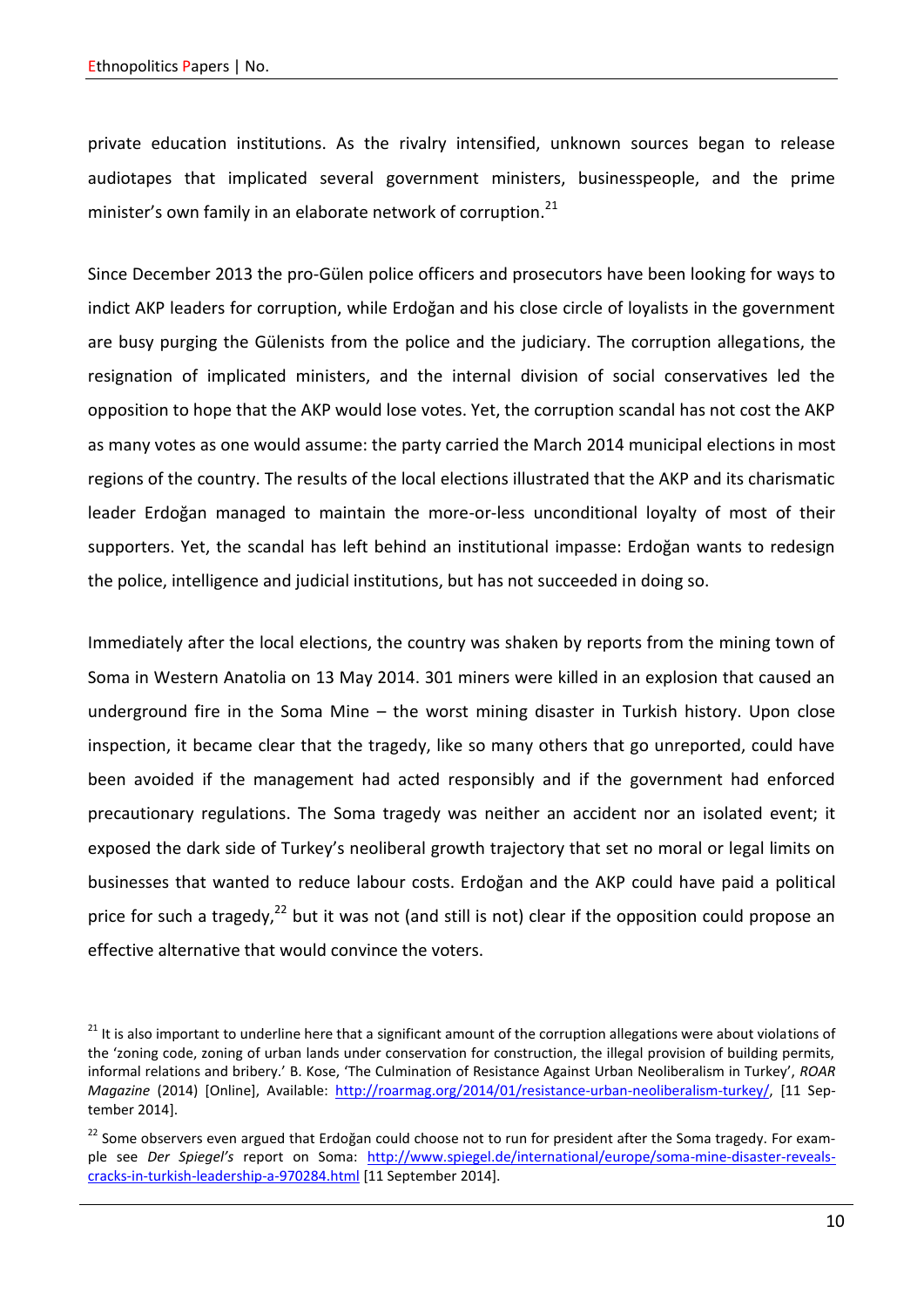private education institutions. As the rivalry intensified, unknown sources began to release audiotapes that implicated several government ministers, businesspeople, and the prime minister's own family in an elaborate network of corruption.[21]

Since December 2013 the pro-Gülen police officers and prosecutors have been looking for ways to indict AKP leaders for corruption, while Erdoğan and his close circle of loyalists in the government are busy purging the Gülenists from the police and the judiciary. The corruption allegations, the resignation of implicated ministers, and the internal division of social conservatives led the opposition to hope that the AKP would lose votes. Yet, the corruption scandal has not cost the AKP as many votes as one would assume: the party carried the March 2014 municipal elections in most regions of the country. The results of the local elections illustrated that the AKP and its charismatic leader Erdoğan managed to maintain the more-or-less unconditional loyalty of most of their supporters. Yet, the scandal has left behind an institutional impasse: Erdoğan wants to redesign the police, intelligence and judicial institutions, but has not succeeded in doing so.

Immediately after the local elections, the country was shaken by reports from the mining town of Soma in Western Anatolia on 13 May 2014. 301 miners were killed in an explosion that caused an underground fire in the Soma Mine – the worst mining disaster in Turkish history. Upon close inspection, it became clear that the tragedy, like so many others that go unreported, could have been avoided if the management had acted responsibly and if the government had enforced precautionary regulations. The Soma tragedy was neither an accident nor an isolated event; it exposed the dark side of Turkey's neoliberal growth trajectory that set no moral or legal limits on businesses that wanted to reduce labour costs. Erdoğan and the AKP could have paid a political price for such a tragedy,[22] but it was not (and still is not) clear if the opposition could propose an effective alternative that would convince the voters.

---

[21] It is also important to underline here that a significant amount of the corruption allegations were about violations of the 'zoning code, zoning of urban lands under conservation for construction, the illegal provision of building permits, informal relations and bribery.' B. Kose, 'The Culmination of Resistance Against Urban Neoliberalism in Turkey', *ROAR Magazine* (2014) [Online], Available: http://roarmag.org/2014/01/resistance-urban-neoliberalism-turkey/, [11 September 2014].

[22] Some observers even argued that Erdoğan could choose not to run for president after the Soma tragedy. For example see *Der Spiegel's* report on Soma: http://www.spiegel.de/international/europe/soma-mine-disaster-reveals-cracks-in-turkish-leadership-a-970284.html [11 September 2014].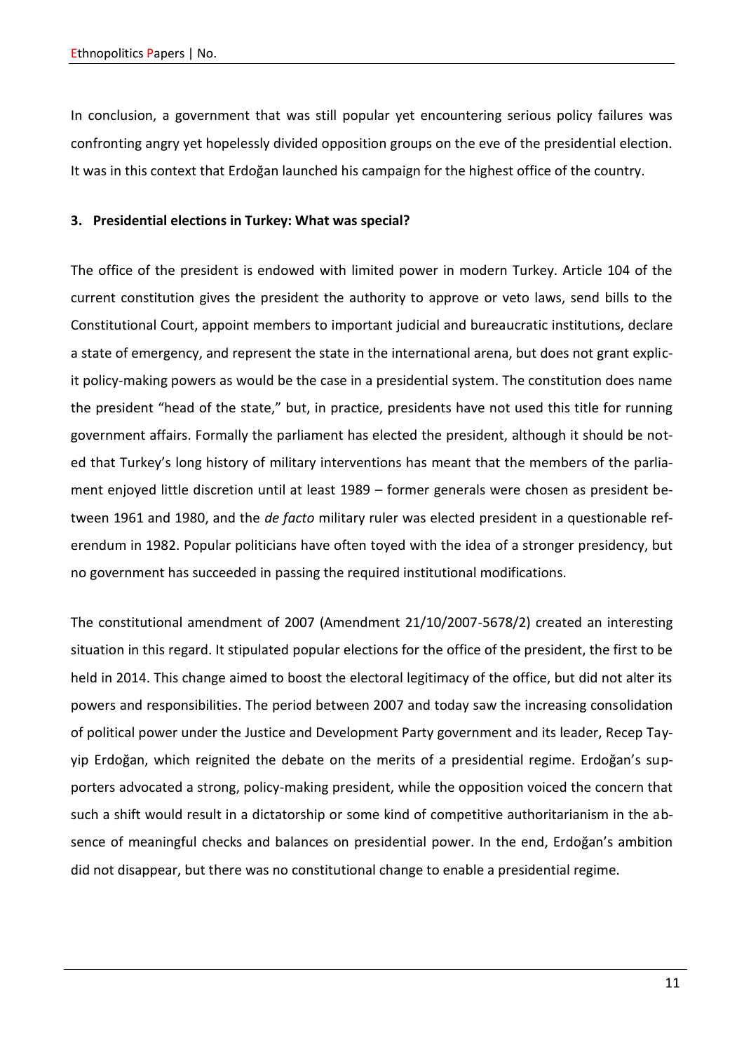In conclusion, a government that was still popular yet encountering serious policy failures was confronting angry yet hopelessly divided opposition groups on the eve of the presidential election. It was in this context that Erdoğan launched his campaign for the highest office of the country.

## 3. Presidential elections in Turkey: What was special?

The office of the president is endowed with limited power in modern Turkey. Article 104 of the current constitution gives the president the authority to approve or veto laws, send bills to the Constitutional Court, appoint members to important judicial and bureaucratic institutions, declare a state of emergency, and represent the state in the international arena, but does not grant explicit policy-making powers as would be the case in a presidential system. The constitution does name the president "head of the state," but, in practice, presidents have not used this title for running government affairs. Formally the parliament has elected the president, although it should be noted that Turkey's long history of military interventions has meant that the members of the parliament enjoyed little discretion until at least 1989 – former generals were chosen as president between 1961 and 1980, and the *de facto* military ruler was elected president in a questionable referendum in 1982. Popular politicians have often toyed with the idea of a stronger presidency, but no government has succeeded in passing the required institutional modifications.

The constitutional amendment of 2007 (Amendment 21/10/2007-5678/2) created an interesting situation in this regard. It stipulated popular elections for the office of the president, the first to be held in 2014. This change aimed to boost the electoral legitimacy of the office, but did not alter its powers and responsibilities. The period between 2007 and today saw the increasing consolidation of political power under the Justice and Development Party government and its leader, Recep Tayyip Erdoğan, which reignited the debate on the merits of a presidential regime. Erdoğan's supporters advocated a strong, policy-making president, while the opposition voiced the concern that such a shift would result in a dictatorship or some kind of competitive authoritarianism in the absence of meaningful checks and balances on presidential power. In the end, Erdoğan's ambition did not disappear, but there was no constitutional change to enable a presidential regime.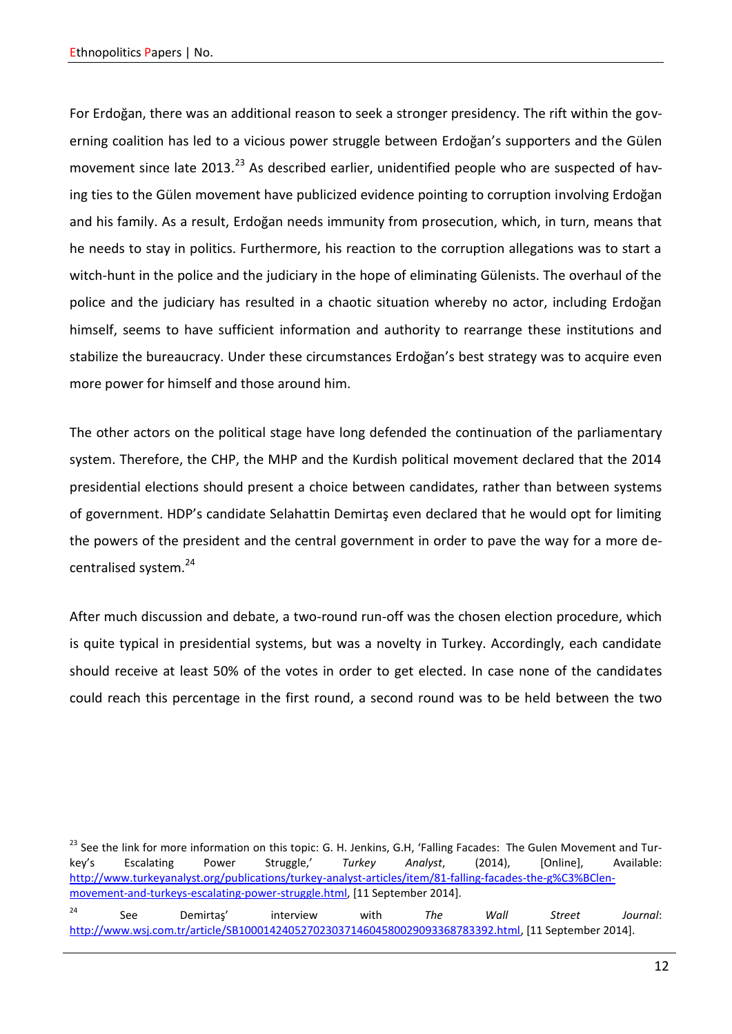For Erdoğan, there was an additional reason to seek a stronger presidency. The rift within the governing coalition has led to a vicious power struggle between Erdoğan's supporters and the Gülen movement since late 2013.[23] As described earlier, unidentified people who are suspected of having ties to the Gülen movement have publicized evidence pointing to corruption involving Erdoğan and his family. As a result, Erdoğan needs immunity from prosecution, which, in turn, means that he needs to stay in politics. Furthermore, his reaction to the corruption allegations was to start a witch-hunt in the police and the judiciary in the hope of eliminating Gülenists. The overhaul of the police and the judiciary has resulted in a chaotic situation whereby no actor, including Erdoğan himself, seems to have sufficient information and authority to rearrange these institutions and stabilize the bureaucracy. Under these circumstances Erdoğan's best strategy was to acquire even more power for himself and those around him.

The other actors on the political stage have long defended the continuation of the parliamentary system. Therefore, the CHP, the MHP and the Kurdish political movement declared that the 2014 presidential elections should present a choice between candidates, rather than between systems of government. HDP's candidate Selahattin Demirtaş even declared that he would opt for limiting the powers of the president and the central government in order to pave the way for a more decentralised system.[24]

After much discussion and debate, a two-round run-off was the chosen election procedure, which is quite typical in presidential systems, but was a novelty in Turkey. Accordingly, each candidate should receive at least 50% of the votes in order to get elected. In case none of the candidates could reach this percentage in the first round, a second round was to be held between the two

---

[23] See the link for more information on this topic: G. H. Jenkins, G.H, 'Falling Facades: The Gulen Movement and Turkey's Escalating Power Struggle,' *Turkey Analyst*, (2014), [Online], Available: http://www.turkeyanalyst.org/publications/turkey-analyst-articles/item/81-falling-facades-the-g%C3%BClen-movement-and-turkeys-escalating-power-struggle.html, [11 September 2014].

[24] See Demirtaş' interview with *The Wall Street Journal*: http://www.wsj.com.tr/article/SB10001424052702303714604580029093368783392.html, [11 September 2014].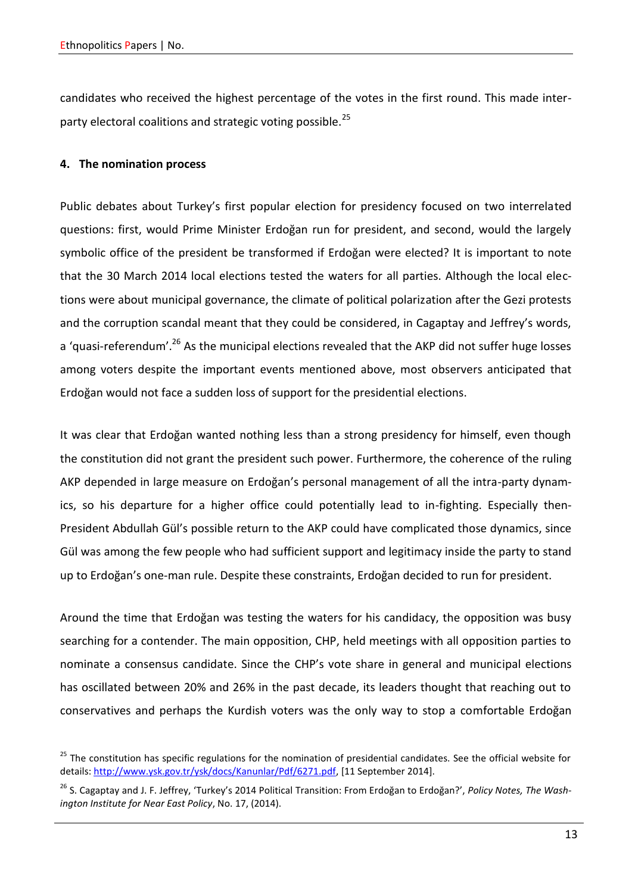candidates who received the highest percentage of the votes in the first round. This made inter-party electoral coalitions and strategic voting possible.[25]

#### 4. The nomination process

Public debates about Turkey's first popular election for presidency focused on two interrelated questions: first, would Prime Minister Erdoğan run for president, and second, would the largely symbolic office of the president be transformed if Erdoğan were elected? It is important to note that the 30 March 2014 local elections tested the waters for all parties. Although the local elections were about municipal governance, the climate of political polarization after the Gezi protests and the corruption scandal meant that they could be considered, in Cagaptay and Jeffrey's words, a 'quasi-referendum'.[26] As the municipal elections revealed that the AKP did not suffer huge losses among voters despite the important events mentioned above, most observers anticipated that Erdoğan would not face a sudden loss of support for the presidential elections.

It was clear that Erdoğan wanted nothing less than a strong presidency for himself, even though the constitution did not grant the president such power. Furthermore, the coherence of the ruling AKP depended in large measure on Erdoğan's personal management of all the intra-party dynamics, so his departure for a higher office could potentially lead to in-fighting. Especially then-President Abdullah Gül's possible return to the AKP could have complicated those dynamics, since Gül was among the few people who had sufficient support and legitimacy inside the party to stand up to Erdoğan's one-man rule. Despite these constraints, Erdoğan decided to run for president.

Around the time that Erdoğan was testing the waters for his candidacy, the opposition was busy searching for a contender. The main opposition, CHP, held meetings with all opposition parties to nominate a consensus candidate. Since the CHP's vote share in general and municipal elections has oscillated between 20% and 26% in the past decade, its leaders thought that reaching out to conservatives and perhaps the Kurdish voters was the only way to stop a comfortable Erdoğan

[25] The constitution has specific regulations for the nomination of presidential candidates. See the official website for details: http://www.ysk.gov.tr/ysk/docs/Kanunlar/Pdf/6271.pdf, [11 September 2014].

[26] S. Cagaptay and J. F. Jeffrey, 'Turkey's 2014 Political Transition: From Erdoğan to Erdoğan?', *Policy Notes, The Washington Institute for Near East Policy*, No. 17, (2014).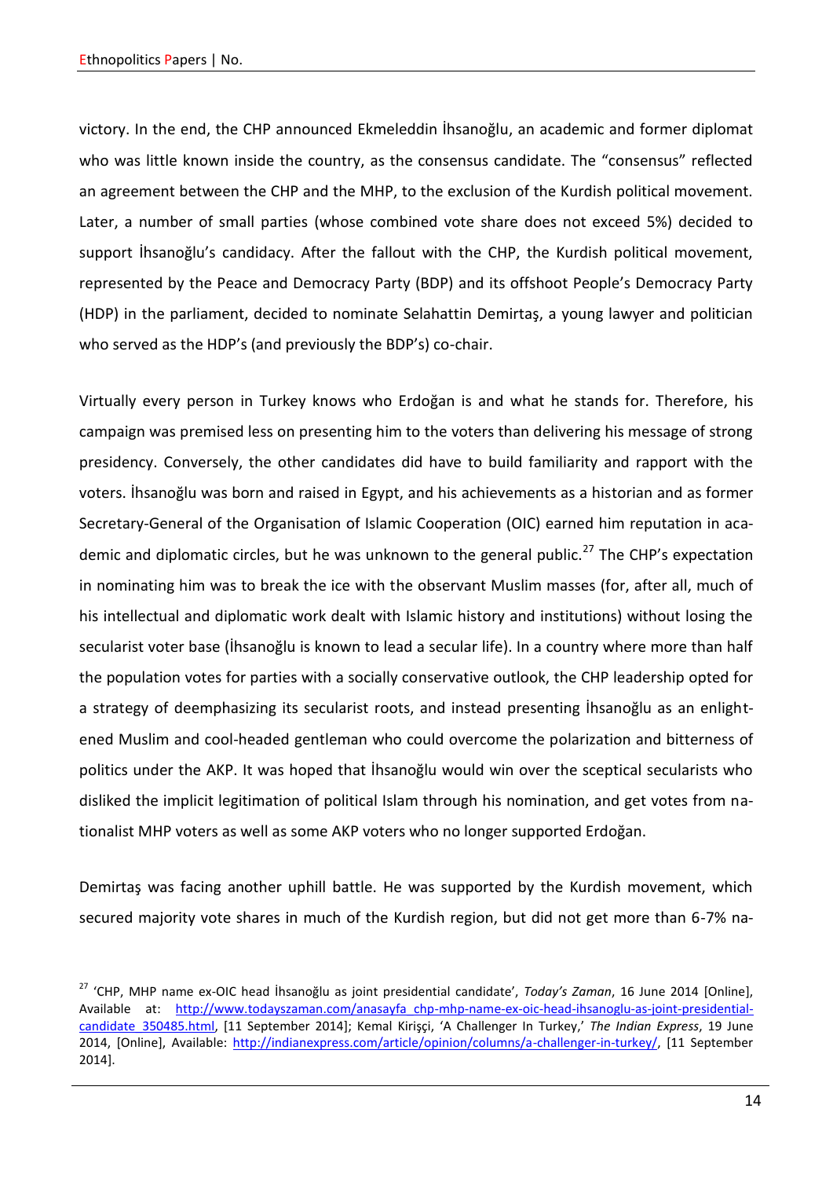victory. In the end, the CHP announced Ekmeleddin İhsanoğlu, an academic and former diplomat who was little known inside the country, as the consensus candidate. The "consensus" reflected an agreement between the CHP and the MHP, to the exclusion of the Kurdish political movement. Later, a number of small parties (whose combined vote share does not exceed 5%) decided to support İhsanoğlu's candidacy. After the fallout with the CHP, the Kurdish political movement, represented by the Peace and Democracy Party (BDP) and its offshoot People's Democracy Party (HDP) in the parliament, decided to nominate Selahattin Demirtaş, a young lawyer and politician who served as the HDP's (and previously the BDP's) co-chair.

Virtually every person in Turkey knows who Erdoğan is and what he stands for. Therefore, his campaign was premised less on presenting him to the voters than delivering his message of strong presidency. Conversely, the other candidates did have to build familiarity and rapport with the voters. İhsanoğlu was born and raised in Egypt, and his achievements as a historian and as former Secretary-General of the Organisation of Islamic Cooperation (OIC) earned him reputation in academic and diplomatic circles, but he was unknown to the general public.[27] The CHP's expectation in nominating him was to break the ice with the observant Muslim masses (for, after all, much of his intellectual and diplomatic work dealt with Islamic history and institutions) without losing the secularist voter base (İhsanoğlu is known to lead a secular life). In a country where more than half the population votes for parties with a socially conservative outlook, the CHP leadership opted for a strategy of deemphasizing its secularist roots, and instead presenting İhsanoğlu as an enlightened Muslim and cool-headed gentleman who could overcome the polarization and bitterness of politics under the AKP. It was hoped that İhsanoğlu would win over the sceptical secularists who disliked the implicit legitimation of political Islam through his nomination, and get votes from nationalist MHP voters as well as some AKP voters who no longer supported Erdoğan.

Demirtaş was facing another uphill battle. He was supported by the Kurdish movement, which secured majority vote shares in much of the Kurdish region, but did not get more than 6-7% na-

[27] 'CHP, MHP name ex-OIC head İhsanoğlu as joint presidential candidate', *Today's Zaman*, 16 June 2014 [Online], Available at: http://www.todayszaman.com/anasayfa_chp-mhp-name-ex-oic-head-ihsanoglu-as-joint-presidential-candidate_350485.html, [11 September 2014]; Kemal Kirişçi, 'A Challenger In Turkey,' *The Indian Express*, 19 June 2014, [Online], Available: http://indianexpress.com/article/opinion/columns/a-challenger-in-turkey/, [11 September 2014].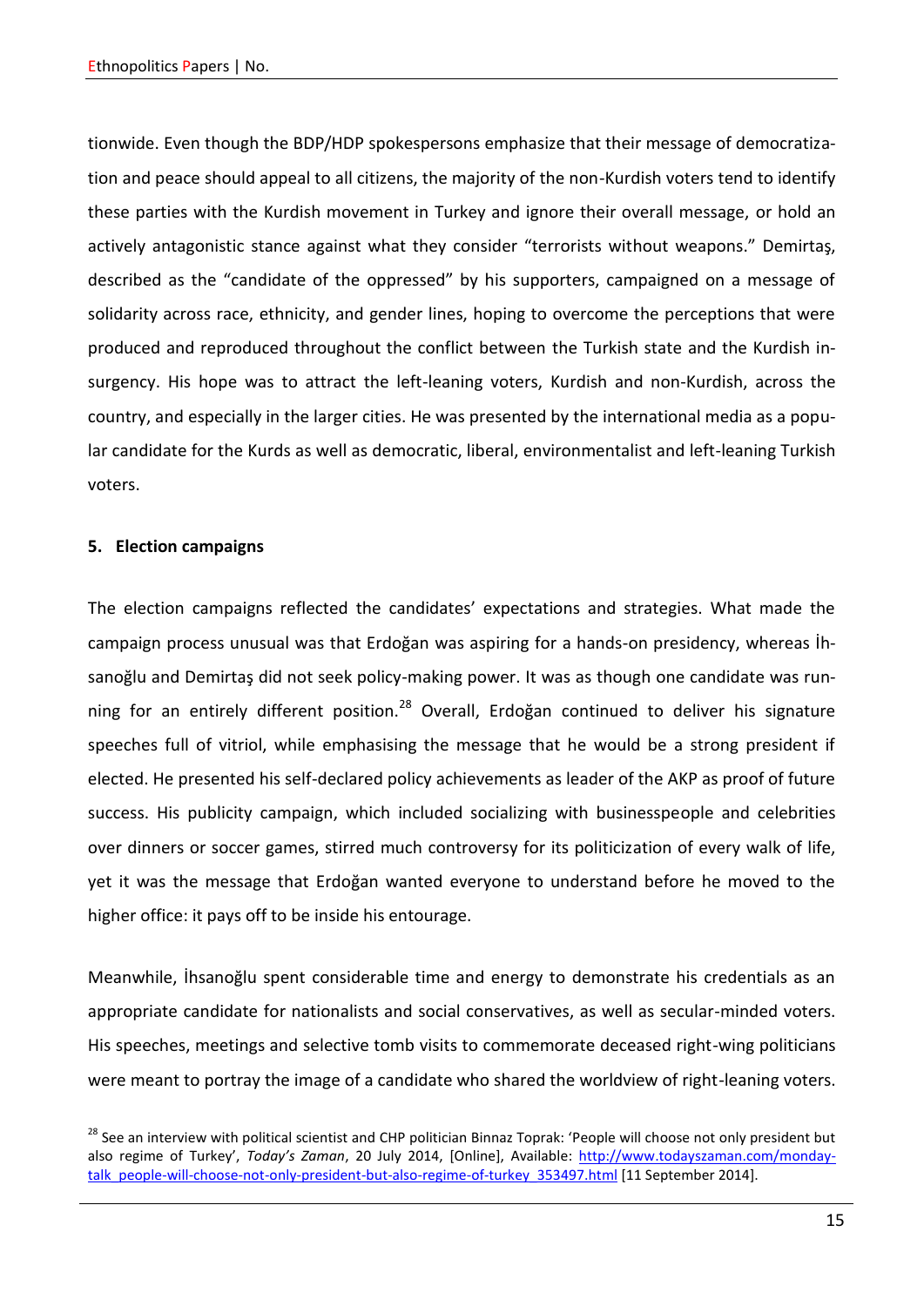tionwide. Even though the BDP/HDP spokespersons emphasize that their message of democratization and peace should appeal to all citizens, the majority of the non-Kurdish voters tend to identify these parties with the Kurdish movement in Turkey and ignore their overall message, or hold an actively antagonistic stance against what they consider "terrorists without weapons." Demirtaş, described as the "candidate of the oppressed" by his supporters, campaigned on a message of solidarity across race, ethnicity, and gender lines, hoping to overcome the perceptions that were produced and reproduced throughout the conflict between the Turkish state and the Kurdish insurgency. His hope was to attract the left-leaning voters, Kurdish and non-Kurdish, across the country, and especially in the larger cities. He was presented by the international media as a popular candidate for the Kurds as well as democratic, liberal, environmentalist and left-leaning Turkish voters.

## 5. Election campaigns

The election campaigns reflected the candidates' expectations and strategies. What made the campaign process unusual was that Erdoğan was aspiring for a hands-on presidency, whereas İhsanoğlu and Demirtaş did not seek policy-making power. It was as though one candidate was running for an entirely different position.[28] Overall, Erdoğan continued to deliver his signature speeches full of vitriol, while emphasising the message that he would be a strong president if elected. He presented his self-declared policy achievements as leader of the AKP as proof of future success. His publicity campaign, which included socializing with businesspeople and celebrities over dinners or soccer games, stirred much controversy for its politicization of every walk of life, yet it was the message that Erdoğan wanted everyone to understand before he moved to the higher office: it pays off to be inside his entourage.

Meanwhile, İhsanoğlu spent considerable time and energy to demonstrate his credentials as an appropriate candidate for nationalists and social conservatives, as well as secular-minded voters. His speeches, meetings and selective tomb visits to commemorate deceased right-wing politicians were meant to portray the image of a candidate who shared the worldview of right-leaning voters.

[28] See an interview with political scientist and CHP politician Binnaz Toprak: 'People will choose not only president but also regime of Turkey', *Today's Zaman*, 20 July 2014, [Online], Available: http://www.todayszaman.com/monday-talk_people-will-choose-not-only-president-but-also-regime-of-turkey_353497.html [11 September 2014].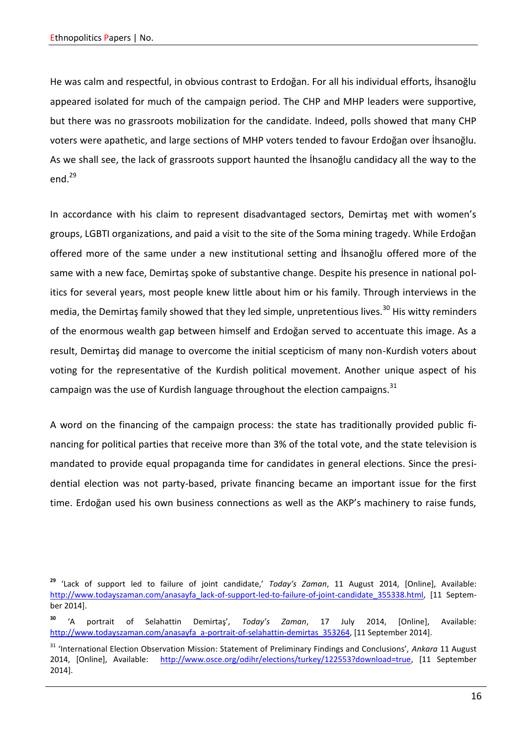He was calm and respectful, in obvious contrast to Erdoğan. For all his individual efforts, İhsanoğlu appeared isolated for much of the campaign period. The CHP and MHP leaders were supportive, but there was no grassroots mobilization for the candidate. Indeed, polls showed that many CHP voters were apathetic, and large sections of MHP voters tended to favour Erdoğan over İhsanoğlu. As we shall see, the lack of grassroots support haunted the İhsanoğlu candidacy all the way to the end.[29]

In accordance with his claim to represent disadvantaged sectors, Demirtaş met with women's groups, LGBTI organizations, and paid a visit to the site of the Soma mining tragedy. While Erdoğan offered more of the same under a new institutional setting and İhsanoğlu offered more of the same with a new face, Demirtaş spoke of substantive change. Despite his presence in national politics for several years, most people knew little about him or his family. Through interviews in the media, the Demirtaş family showed that they led simple, unpretentious lives.[30] His witty reminders of the enormous wealth gap between himself and Erdoğan served to accentuate this image. As a result, Demirtaş did manage to overcome the initial scepticism of many non-Kurdish voters about voting for the representative of the Kurdish political movement. Another unique aspect of his campaign was the use of Kurdish language throughout the election campaigns.[31]

A word on the financing of the campaign process: the state has traditionally provided public financing for political parties that receive more than 3% of the total vote, and the state television is mandated to provide equal propaganda time for candidates in general elections. Since the presidential election was not party-based, private financing became an important issue for the first time. Erdoğan used his own business connections as well as the AKP's machinery to raise funds,

---

[29] 'Lack of support led to failure of joint candidate,' *Today's Zaman*, 11 August 2014, [Online], Available: http://www.todayszaman.com/anasayfa_lack-of-support-led-to-failure-of-joint-candidate_355338.html, [11 September 2014].

[30] 'A portrait of Selahattin Demirtaş', *Today's Zaman*, 17 July 2014, [Online], Available: http://www.todayszaman.com/anasayfa_a-portrait-of-selahattin-demirtas_353264, [11 September 2014].

[31] 'International Election Observation Mission: Statement of Preliminary Findings and Conclusions', *Ankara* 11 August 2014, [Online], Available: http://www.osce.org/odihr/elections/turkey/122553?download=true, [11 September 2014].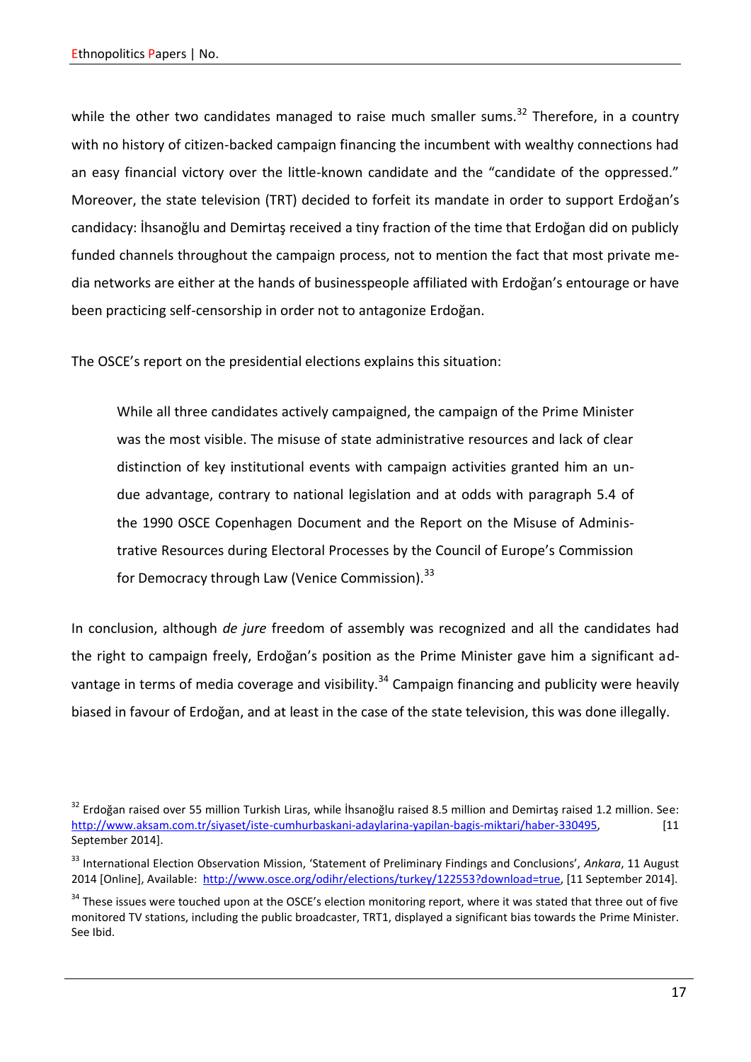while the other two candidates managed to raise much smaller sums.[32] Therefore, in a country with no history of citizen-backed campaign financing the incumbent with wealthy connections had an easy financial victory over the little-known candidate and the "candidate of the oppressed." Moreover, the state television (TRT) decided to forfeit its mandate in order to support Erdoğan's candidacy: İhsanoğlu and Demirtaş received a tiny fraction of the time that Erdoğan did on publicly funded channels throughout the campaign process, not to mention the fact that most private media networks are either at the hands of businesspeople affiliated with Erdoğan's entourage or have been practicing self-censorship in order not to antagonize Erdoğan.

The OSCE's report on the presidential elections explains this situation:

> While all three candidates actively campaigned, the campaign of the Prime Minister was the most visible. The misuse of state administrative resources and lack of clear distinction of key institutional events with campaign activities granted him an undue advantage, contrary to national legislation and at odds with paragraph 5.4 of the 1990 OSCE Copenhagen Document and the Report on the Misuse of Administrative Resources during Electoral Processes by the Council of Europe's Commission for Democracy through Law (Venice Commission).[33]

In conclusion, although *de jure* freedom of assembly was recognized and all the candidates had the right to campaign freely, Erdoğan's position as the Prime Minister gave him a significant advantage in terms of media coverage and visibility.[34] Campaign financing and publicity were heavily biased in favour of Erdoğan, and at least in the case of the state television, this was done illegally.

---

[32] Erdoğan raised over 55 million Turkish Liras, while İhsanoğlu raised 8.5 million and Demirtaş raised 1.2 million. See: http://www.aksam.com.tr/siyaset/iste-cumhurbaskani-adaylarina-yapilan-bagis-miktari/haber-330495, [11 September 2014].

[33] International Election Observation Mission, 'Statement of Preliminary Findings and Conclusions', *Ankara*, 11 August 2014 [Online], Available: http://www.osce.org/odihr/elections/turkey/122553?download=true, [11 September 2014].

[34] These issues were touched upon at the OSCE's election monitoring report, where it was stated that three out of five monitored TV stations, including the public broadcaster, TRT1, displayed a significant bias towards the Prime Minister. See Ibid.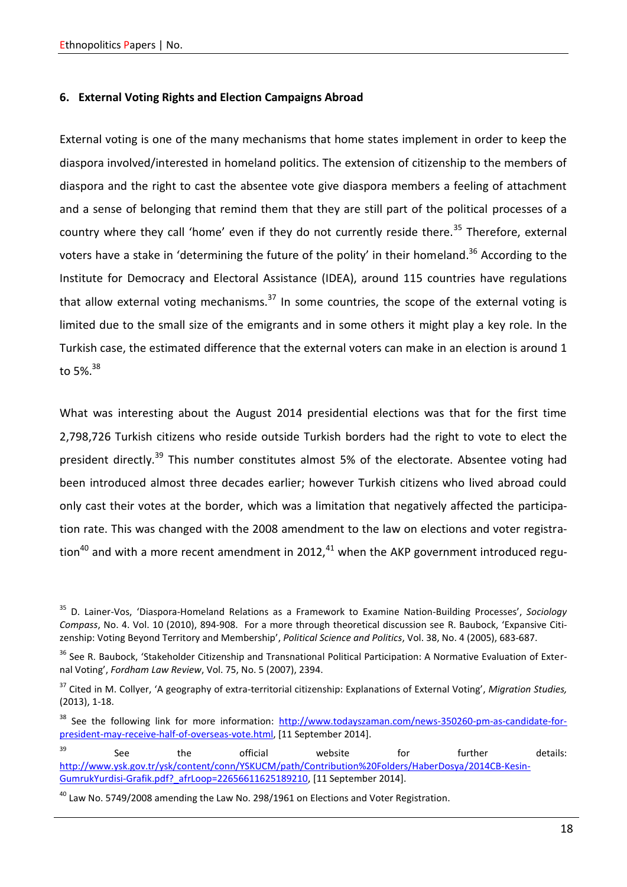### 6. External Voting Rights and Election Campaigns Abroad

External voting is one of the many mechanisms that home states implement in order to keep the diaspora involved/interested in homeland politics. The extension of citizenship to the members of diaspora and the right to cast the absentee vote give diaspora members a feeling of attachment and a sense of belonging that remind them that they are still part of the political processes of a country where they call 'home' even if they do not currently reside there.[35] Therefore, external voters have a stake in 'determining the future of the polity' in their homeland.[36] According to the Institute for Democracy and Electoral Assistance (IDEA), around 115 countries have regulations that allow external voting mechanisms.[37] In some countries, the scope of the external voting is limited due to the small size of the emigrants and in some others it might play a key role. In the Turkish case, the estimated difference that the external voters can make in an election is around 1 to 5%.[38]

What was interesting about the August 2014 presidential elections was that for the first time 2,798,726 Turkish citizens who reside outside Turkish borders had the right to vote to elect the president directly.[39] This number constitutes almost 5% of the electorate. Absentee voting had been introduced almost three decades earlier; however Turkish citizens who lived abroad could only cast their votes at the border, which was a limitation that negatively affected the participation rate. This was changed with the 2008 amendment to the law on elections and voter registration[40] and with a more recent amendment in 2012,[41] when the AKP government introduced regu-

---

[35] D. Lainer-Vos, 'Diaspora-Homeland Relations as a Framework to Examine Nation-Building Processes', *Sociology Compass*, No. 4. Vol. 10 (2010), 894-908. For a more through theoretical discussion see R. Baubock, 'Expansive Citizenship: Voting Beyond Territory and Membership', *Political Science and Politics*, Vol. 38, No. 4 (2005), 683-687.

[36] See R. Baubock, 'Stakeholder Citizenship and Transnational Political Participation: A Normative Evaluation of External Voting', *Fordham Law Review*, Vol. 75, No. 5 (2007), 2394.

[37] Cited in M. Collyer, 'A geography of extra-territorial citizenship: Explanations of External Voting', *Migration Studies,* (2013), 1-18.

[38] See the following link for more information: http://www.todayszaman.com/news-350260-pm-as-candidate-for-president-may-receive-half-of-overseas-vote.html, [11 September 2014].

[39] See the official website for further details: http://www.ysk.gov.tr/ysk/content/conn/YSKUCM/path/Contribution%20Folders/HaberDosya/2014CB-Kesin-GumrukYurdisi-Grafik.pdf?_afrLoop=22656611625189210, [11 September 2014].

[40] Law No. 5749/2008 amending the Law No. 298/1961 on Elections and Voter Registration.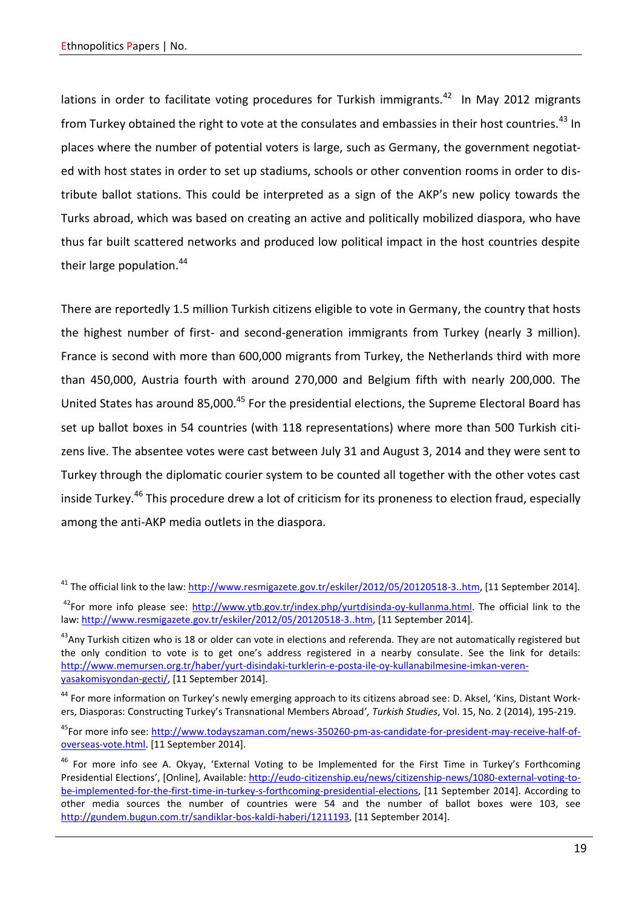lations in order to facilitate voting procedures for Turkish immigrants.[42] In May 2012 migrants from Turkey obtained the right to vote at the consulates and embassies in their host countries.[43] In places where the number of potential voters is large, such as Germany, the government negotiated with host states in order to set up stadiums, schools or other convention rooms in order to distribute ballot stations. This could be interpreted as a sign of the AKP's new policy towards the Turks abroad, which was based on creating an active and politically mobilized diaspora, who have thus far built scattered networks and produced low political impact in the host countries despite their large population.[44]

There are reportedly 1.5 million Turkish citizens eligible to vote in Germany, the country that hosts the highest number of first- and second-generation immigrants from Turkey (nearly 3 million). France is second with more than 600,000 migrants from Turkey, the Netherlands third with more than 450,000, Austria fourth with around 270,000 and Belgium fifth with nearly 200,000. The United States has around 85,000.[45] For the presidential elections, the Supreme Electoral Board has set up ballot boxes in 54 countries (with 118 representations) where more than 500 Turkish citizens live. The absentee votes were cast between July 31 and August 3, 2014 and they were sent to Turkey through the diplomatic courier system to be counted all together with the other votes cast inside Turkey.[46] This procedure drew a lot of criticism for its proneness to election fraud, especially among the anti-AKP media outlets in the diaspora.

---

[41] The official link to the law: http://www.resmigazete.gov.tr/eskiler/2012/05/20120518-3..htm, [11 September 2014].

[42] For more info please see: http://www.ytb.gov.tr/index.php/yurtdisinda-oy-kullanma.html. The official link to the law: http://www.resmigazete.gov.tr/eskiler/2012/05/20120518-3..htm, [11 September 2014].

[43] Any Turkish citizen who is 18 or older can vote in elections and referenda. They are not automatically registered but the only condition to vote is to get one's address registered in a nearby consulate. See the link for details: http://www.memursen.org.tr/haber/yurt-disindaki-turklerin-e-posta-ile-oy-kullanabilmesine-imkan-veren-yasakomisyondan-gecti/, [11 September 2014].

[44] For more information on Turkey's newly emerging approach to its citizens abroad see: D. Aksel, 'Kins, Distant Workers, Diasporas: Constructing Turkey's Transnational Members Abroad', *Turkish Studies*, Vol. 15, No. 2 (2014), 195-219.

[45] For more info see: http://www.todayszaman.com/news-350260-pm-as-candidate-for-president-may-receive-half-of-overseas-vote.html. [11 September 2014].

[46] For more info see A. Okyay, 'External Voting to be Implemented for the First Time in Turkey's Forthcoming Presidential Elections', [Online], Available: http://eudo-citizenship.eu/news/citizenship-news/1080-external-voting-to-be-implemented-for-the-first-time-in-turkey-s-forthcoming-presidential-elections, [11 September 2014]. According to other media sources the number of countries were 54 and the number of ballot boxes were 103, see http://gundem.bugun.com.tr/sandiklar-bos-kaldi-haberi/1211193, [11 September 2014].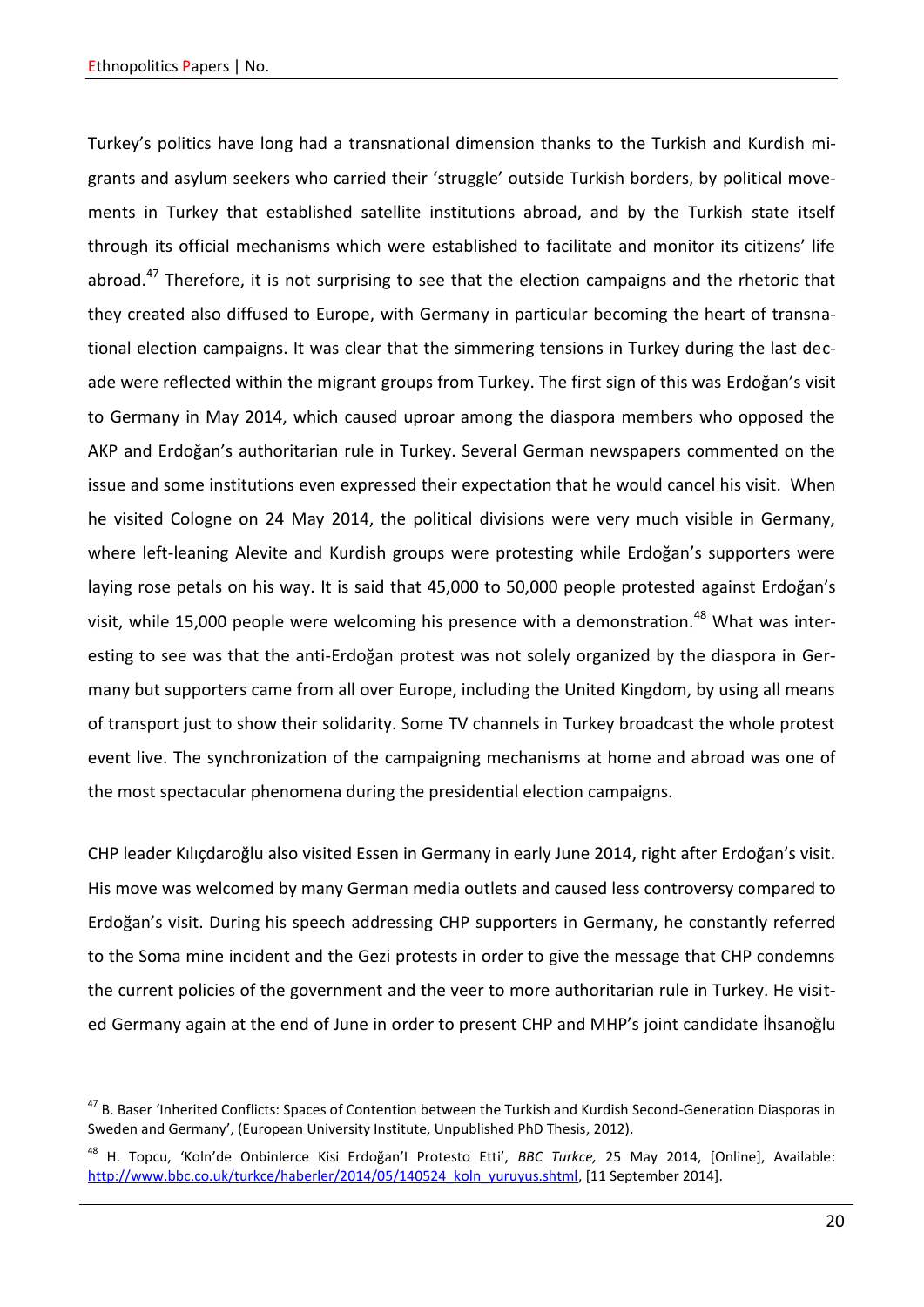Turkey's politics have long had a transnational dimension thanks to the Turkish and Kurdish migrants and asylum seekers who carried their 'struggle' outside Turkish borders, by political movements in Turkey that established satellite institutions abroad, and by the Turkish state itself through its official mechanisms which were established to facilitate and monitor its citizens' life abroad.[47] Therefore, it is not surprising to see that the election campaigns and the rhetoric that they created also diffused to Europe, with Germany in particular becoming the heart of transnational election campaigns. It was clear that the simmering tensions in Turkey during the last decade were reflected within the migrant groups from Turkey. The first sign of this was Erdoğan's visit to Germany in May 2014, which caused uproar among the diaspora members who opposed the AKP and Erdoğan's authoritarian rule in Turkey. Several German newspapers commented on the issue and some institutions even expressed their expectation that he would cancel his visit. When he visited Cologne on 24 May 2014, the political divisions were very much visible in Germany, where left-leaning Alevite and Kurdish groups were protesting while Erdoğan's supporters were laying rose petals on his way. It is said that 45,000 to 50,000 people protested against Erdoğan's visit, while 15,000 people were welcoming his presence with a demonstration.[48] What was interesting to see was that the anti-Erdoğan protest was not solely organized by the diaspora in Germany but supporters came from all over Europe, including the United Kingdom, by using all means of transport just to show their solidarity. Some TV channels in Turkey broadcast the whole protest event live. The synchronization of the campaigning mechanisms at home and abroad was one of the most spectacular phenomena during the presidential election campaigns.

CHP leader Kılıçdaroğlu also visited Essen in Germany in early June 2014, right after Erdoğan's visit. His move was welcomed by many German media outlets and caused less controversy compared to Erdoğan's visit. During his speech addressing CHP supporters in Germany, he constantly referred to the Soma mine incident and the Gezi protests in order to give the message that CHP condemns the current policies of the government and the veer to more authoritarian rule in Turkey. He visited Germany again at the end of June in order to present CHP and MHP's joint candidate İhsanoğlu

[47] B. Baser 'Inherited Conflicts: Spaces of Contention between the Turkish and Kurdish Second-Generation Diasporas in Sweden and Germany', (European University Institute, Unpublished PhD Thesis, 2012).

[48] H. Topcu, 'Koln'de Onbinlerce Kisi Erdoğan'I Protesto Etti', *BBC Turkce,* 25 May 2014, [Online], Available: http://www.bbc.co.uk/turkce/haberler/2014/05/140524_koln_yuruyus.shtml, [11 September 2014].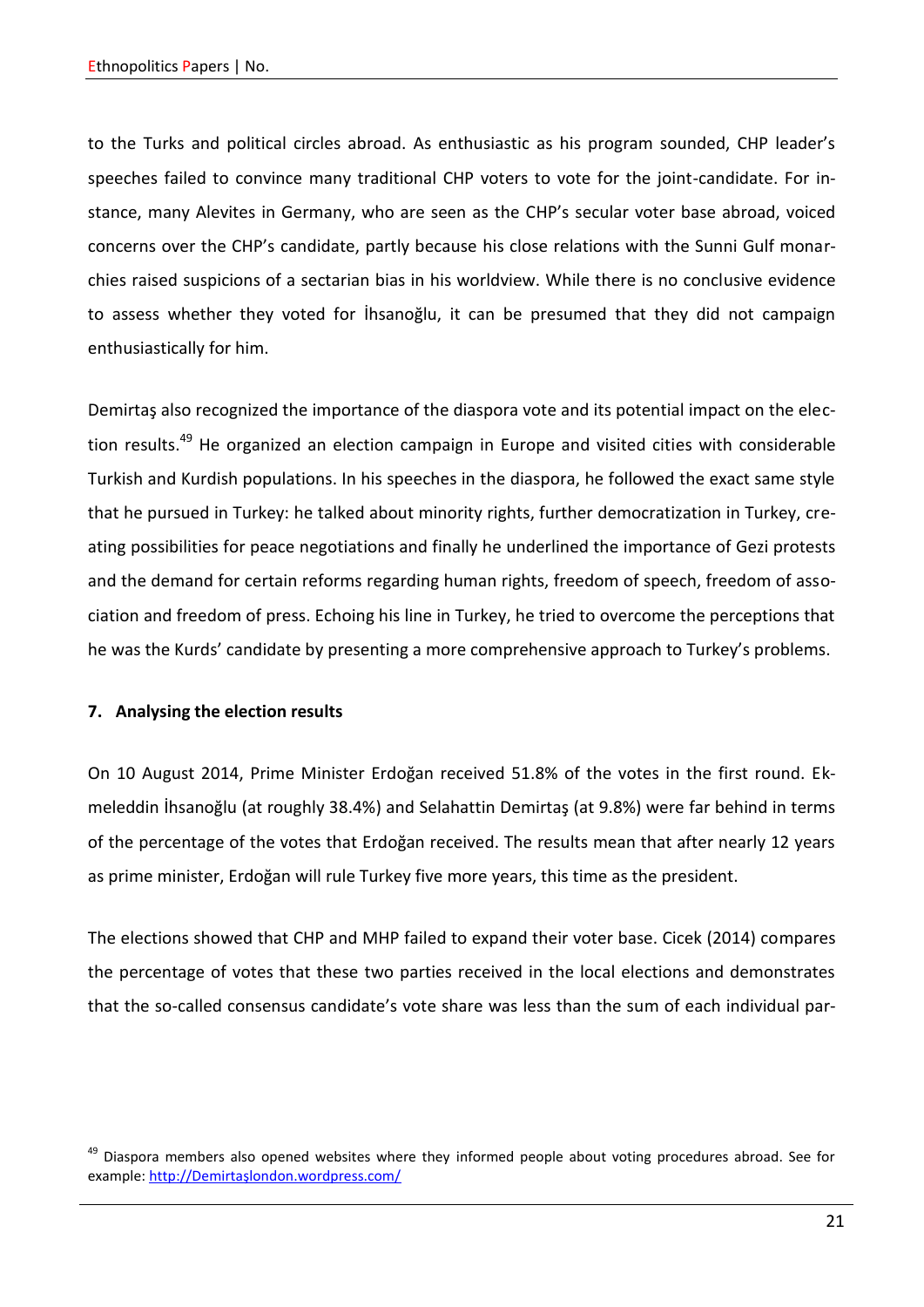to the Turks and political circles abroad. As enthusiastic as his program sounded, CHP leader's speeches failed to convince many traditional CHP voters to vote for the joint-candidate. For instance, many Alevites in Germany, who are seen as the CHP's secular voter base abroad, voiced concerns over the CHP's candidate, partly because his close relations with the Sunni Gulf monarchies raised suspicions of a sectarian bias in his worldview. While there is no conclusive evidence to assess whether they voted for İhsanoğlu, it can be presumed that they did not campaign enthusiastically for him.

Demirtaş also recognized the importance of the diaspora vote and its potential impact on the election results.[49] He organized an election campaign in Europe and visited cities with considerable Turkish and Kurdish populations. In his speeches in the diaspora, he followed the exact same style that he pursued in Turkey: he talked about minority rights, further democratization in Turkey, creating possibilities for peace negotiations and finally he underlined the importance of Gezi protests and the demand for certain reforms regarding human rights, freedom of speech, freedom of association and freedom of press. Echoing his line in Turkey, he tried to overcome the perceptions that he was the Kurds' candidate by presenting a more comprehensive approach to Turkey's problems.

## 7. Analysing the election results

On 10 August 2014, Prime Minister Erdoğan received 51.8% of the votes in the first round. Ekmeleddin İhsanoğlu (at roughly 38.4%) and Selahattin Demirtaş (at 9.8%) were far behind in terms of the percentage of the votes that Erdoğan received. The results mean that after nearly 12 years as prime minister, Erdoğan will rule Turkey five more years, this time as the president.

The elections showed that CHP and MHP failed to expand their voter base. Cicek (2014) compares the percentage of votes that these two parties received in the local elections and demonstrates that the so-called consensus candidate's vote share was less than the sum of each individual par-

[49] Diaspora members also opened websites where they informed people about voting procedures abroad. See for example: http://Demirtaşlondon.wordpress.com/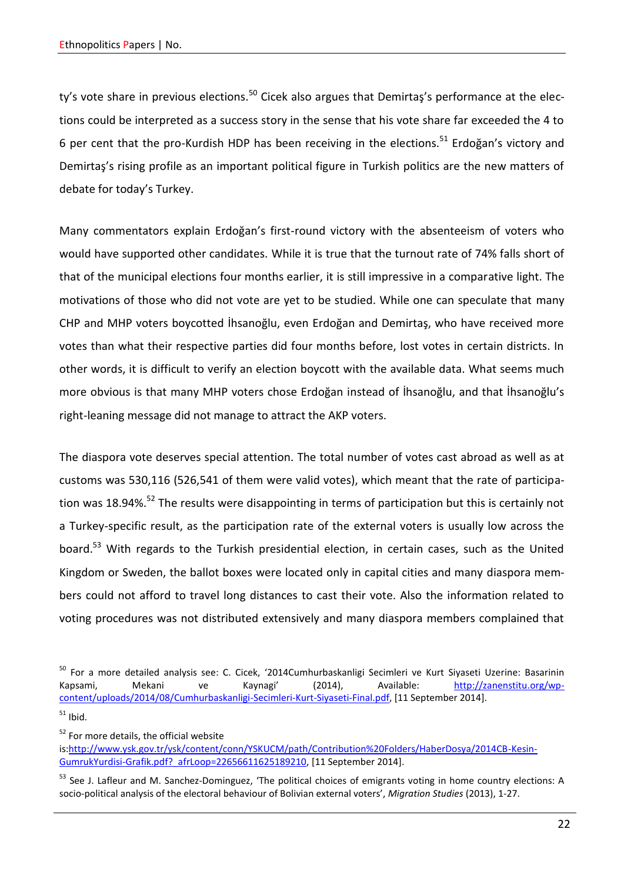ty's vote share in previous elections.[50] Cicek also argues that Demirtaş's performance at the elections could be interpreted as a success story in the sense that his vote share far exceeded the 4 to 6 per cent that the pro-Kurdish HDP has been receiving in the elections.[51] Erdoğan's victory and Demirtaş's rising profile as an important political figure in Turkish politics are the new matters of debate for today's Turkey.

Many commentators explain Erdoğan's first-round victory with the absenteeism of voters who would have supported other candidates. While it is true that the turnout rate of 74% falls short of that of the municipal elections four months earlier, it is still impressive in a comparative light. The motivations of those who did not vote are yet to be studied. While one can speculate that many CHP and MHP voters boycotted İhsanoğlu, even Erdoğan and Demirtaş, who have received more votes than what their respective parties did four months before, lost votes in certain districts. In other words, it is difficult to verify an election boycott with the available data. What seems much more obvious is that many MHP voters chose Erdoğan instead of İhsanoğlu, and that İhsanoğlu's right-leaning message did not manage to attract the AKP voters.

The diaspora vote deserves special attention. The total number of votes cast abroad as well as at customs was 530,116 (526,541 of them were valid votes), which meant that the rate of participation was 18.94%.[52] The results were disappointing in terms of participation but this is certainly not a Turkey-specific result, as the participation rate of the external voters is usually low across the board.[53] With regards to the Turkish presidential election, in certain cases, such as the United Kingdom or Sweden, the ballot boxes were located only in capital cities and many diaspora members could not afford to travel long distances to cast their vote. Also the information related to voting procedures was not distributed extensively and many diaspora members complained that

---

[50] For a more detailed analysis see: C. Cicek, '2014Cumhurbaskanligi Secimleri ve Kurt Siyaseti Uzerine: Basarinin Kapsami, Mekani ve Kaynagi' (2014), Available: http://zanenstitu.org/wp-content/uploads/2014/08/Cumhurbaskanligi-Secimleri-Kurt-Siyaseti-Final.pdf, [11 September 2014].

[51] Ibid.

[52] For more details, the official website is:http://www.ysk.gov.tr/ysk/content/conn/YSKUCM/path/Contribution%20Folders/HaberDosya/2014CB-Kesin-GumrukYurdisi-Grafik.pdf?_afrLoop=22656611625189210, [11 September 2014].

[53] See J. Lafleur and M. Sanchez-Dominguez, 'The political choices of emigrants voting in home country elections: A socio-political analysis of the electoral behaviour of Bolivian external voters', *Migration Studies* (2013), 1-27.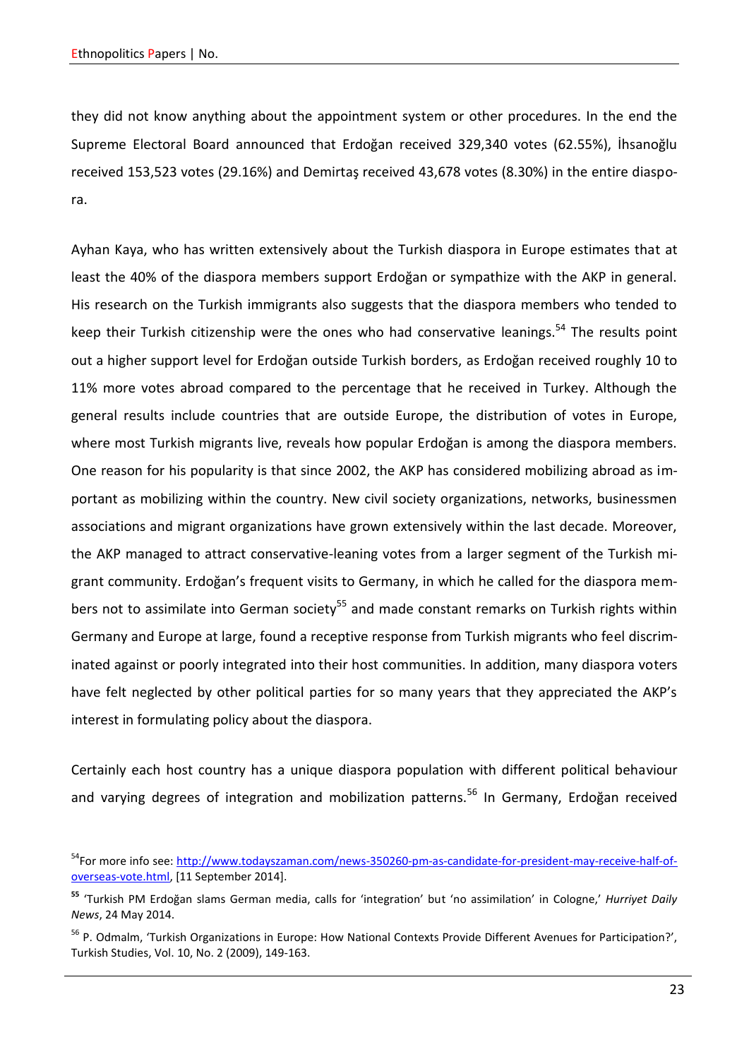they did not know anything about the appointment system or other procedures. In the end the Supreme Electoral Board announced that Erdoğan received 329,340 votes (62.55%), İhsanoğlu received 153,523 votes (29.16%) and Demirtaş received 43,678 votes (8.30%) in the entire diaspora.

Ayhan Kaya, who has written extensively about the Turkish diaspora in Europe estimates that at least the 40% of the diaspora members support Erdoğan or sympathize with the AKP in general. His research on the Turkish immigrants also suggests that the diaspora members who tended to keep their Turkish citizenship were the ones who had conservative leanings.[54] The results point out a higher support level for Erdoğan outside Turkish borders, as Erdoğan received roughly 10 to 11% more votes abroad compared to the percentage that he received in Turkey. Although the general results include countries that are outside Europe, the distribution of votes in Europe, where most Turkish migrants live, reveals how popular Erdoğan is among the diaspora members. One reason for his popularity is that since 2002, the AKP has considered mobilizing abroad as important as mobilizing within the country. New civil society organizations, networks, businessmen associations and migrant organizations have grown extensively within the last decade. Moreover, the AKP managed to attract conservative-leaning votes from a larger segment of the Turkish migrant community. Erdoğan's frequent visits to Germany, in which he called for the diaspora members not to assimilate into German society[55] and made constant remarks on Turkish rights within Germany and Europe at large, found a receptive response from Turkish migrants who feel discriminated against or poorly integrated into their host communities. In addition, many diaspora voters have felt neglected by other political parties for so many years that they appreciated the AKP's interest in formulating policy about the diaspora.

Certainly each host country has a unique diaspora population with different political behaviour and varying degrees of integration and mobilization patterns.[56] In Germany, Erdoğan received

---

[54] For more info see: http://www.todayszaman.com/news-350260-pm-as-candidate-for-president-may-receive-half-of-overseas-vote.html, [11 September 2014].

[55] 'Turkish PM Erdoğan slams German media, calls for 'integration' but 'no assimilation' in Cologne,' *Hurriyet Daily News*, 24 May 2014.

[56] P. Odmalm, 'Turkish Organizations in Europe: How National Contexts Provide Different Avenues for Participation?', Turkish Studies, Vol. 10, No. 2 (2009), 149-163.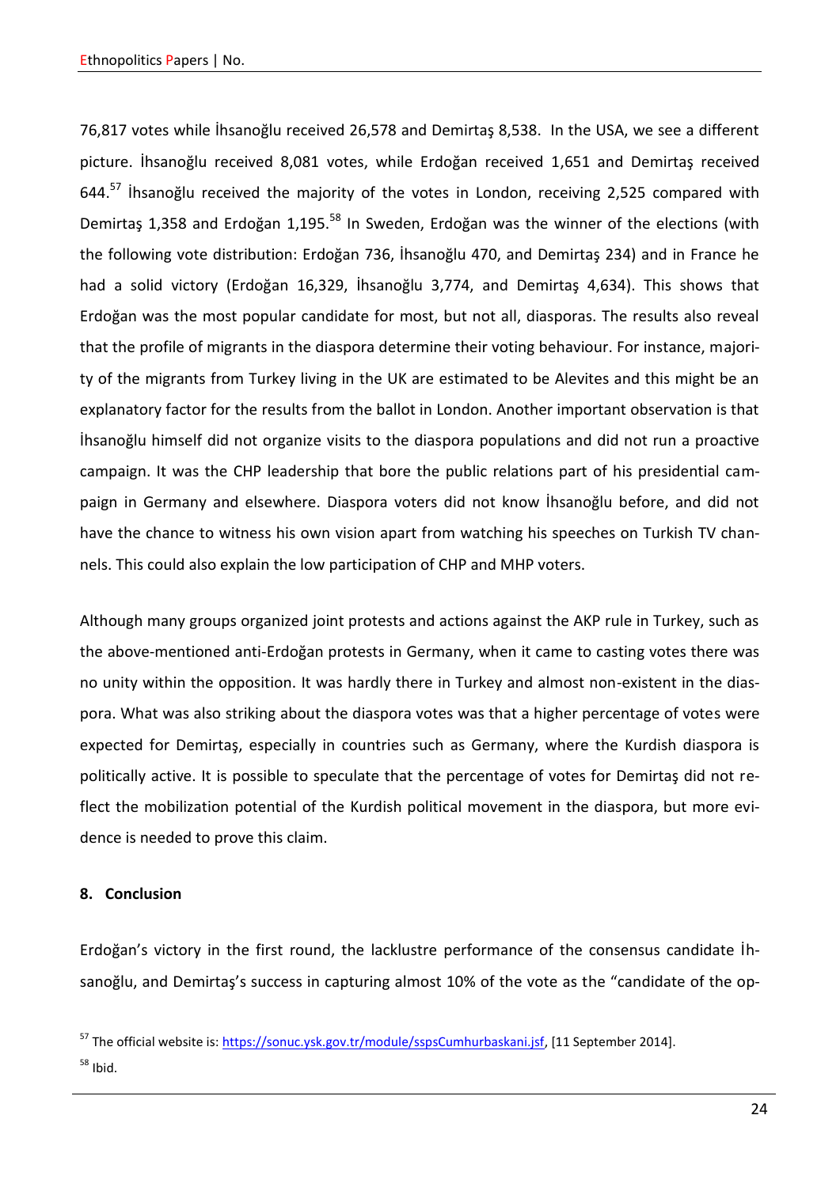76,817 votes while İhsanoğlu received 26,578 and Demirtaş 8,538. In the USA, we see a different picture. İhsanoğlu received 8,081 votes, while Erdoğan received 1,651 and Demirtaş received 644.[57] İhsanoğlu received the majority of the votes in London, receiving 2,525 compared with Demirtaş 1,358 and Erdoğan 1,195.[58] In Sweden, Erdoğan was the winner of the elections (with the following vote distribution: Erdoğan 736, İhsanoğlu 470, and Demirtaş 234) and in France he had a solid victory (Erdoğan 16,329, İhsanoğlu 3,774, and Demirtaş 4,634). This shows that Erdoğan was the most popular candidate for most, but not all, diasporas. The results also reveal that the profile of migrants in the diaspora determine their voting behaviour. For instance, majority of the migrants from Turkey living in the UK are estimated to be Alevites and this might be an explanatory factor for the results from the ballot in London. Another important observation is that İhsanoğlu himself did not organize visits to the diaspora populations and did not run a proactive campaign. It was the CHP leadership that bore the public relations part of his presidential campaign in Germany and elsewhere. Diaspora voters did not know İhsanoğlu before, and did not have the chance to witness his own vision apart from watching his speeches on Turkish TV channels. This could also explain the low participation of CHP and MHP voters.

Although many groups organized joint protests and actions against the AKP rule in Turkey, such as the above-mentioned anti-Erdoğan protests in Germany, when it came to casting votes there was no unity within the opposition. It was hardly there in Turkey and almost non-existent in the diaspora. What was also striking about the diaspora votes was that a higher percentage of votes were expected for Demirtaş, especially in countries such as Germany, where the Kurdish diaspora is politically active. It is possible to speculate that the percentage of votes for Demirtaş did not reflect the mobilization potential of the Kurdish political movement in the diaspora, but more evidence is needed to prove this claim.

## 8. Conclusion

Erdoğan's victory in the first round, the lacklustre performance of the consensus candidate İhsanoğlu, and Demirtaş's success in capturing almost 10% of the vote as the "candidate of the op-

[57] The official website is: https://sonuc.ysk.gov.tr/module/sspsCumhurbaskani.jsf, [11 September 2014].

[58] Ibid.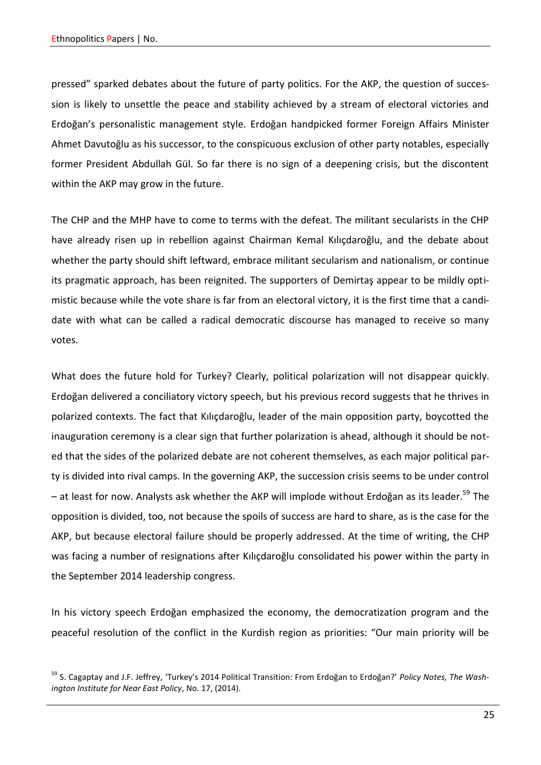pressed" sparked debates about the future of party politics. For the AKP, the question of succession is likely to unsettle the peace and stability achieved by a stream of electoral victories and Erdoğan's personalistic management style. Erdoğan handpicked former Foreign Affairs Minister Ahmet Davutoğlu as his successor, to the conspicuous exclusion of other party notables, especially former President Abdullah Gül. So far there is no sign of a deepening crisis, but the discontent within the AKP may grow in the future.

The CHP and the MHP have to come to terms with the defeat. The militant secularists in the CHP have already risen up in rebellion against Chairman Kemal Kılıçdaroğlu, and the debate about whether the party should shift leftward, embrace militant secularism and nationalism, or continue its pragmatic approach, has been reignited. The supporters of Demirtaş appear to be mildly optimistic because while the vote share is far from an electoral victory, it is the first time that a candidate with what can be called a radical democratic discourse has managed to receive so many votes.

What does the future hold for Turkey? Clearly, political polarization will not disappear quickly. Erdoğan delivered a conciliatory victory speech, but his previous record suggests that he thrives in polarized contexts. The fact that Kılıçdaroğlu, leader of the main opposition party, boycotted the inauguration ceremony is a clear sign that further polarization is ahead, although it should be noted that the sides of the polarized debate are not coherent themselves, as each major political party is divided into rival camps. In the governing AKP, the succession crisis seems to be under control – at least for now. Analysts ask whether the AKP will implode without Erdoğan as its leader.[59] The opposition is divided, too, not because the spoils of success are hard to share, as is the case for the AKP, but because electoral failure should be properly addressed. At the time of writing, the CHP was facing a number of resignations after Kılıçdaroğlu consolidated his power within the party in the September 2014 leadership congress.

In his victory speech Erdoğan emphasized the economy, the democratization program and the peaceful resolution of the conflict in the Kurdish region as priorities: "Our main priority will be

[59] S. Cagaptay and J.F. Jeffrey, 'Turkey's 2014 Political Transition: From Erdoğan to Erdoğan?' *Policy Notes, The Washington Institute for Near East Policy*, No. 17, (2014).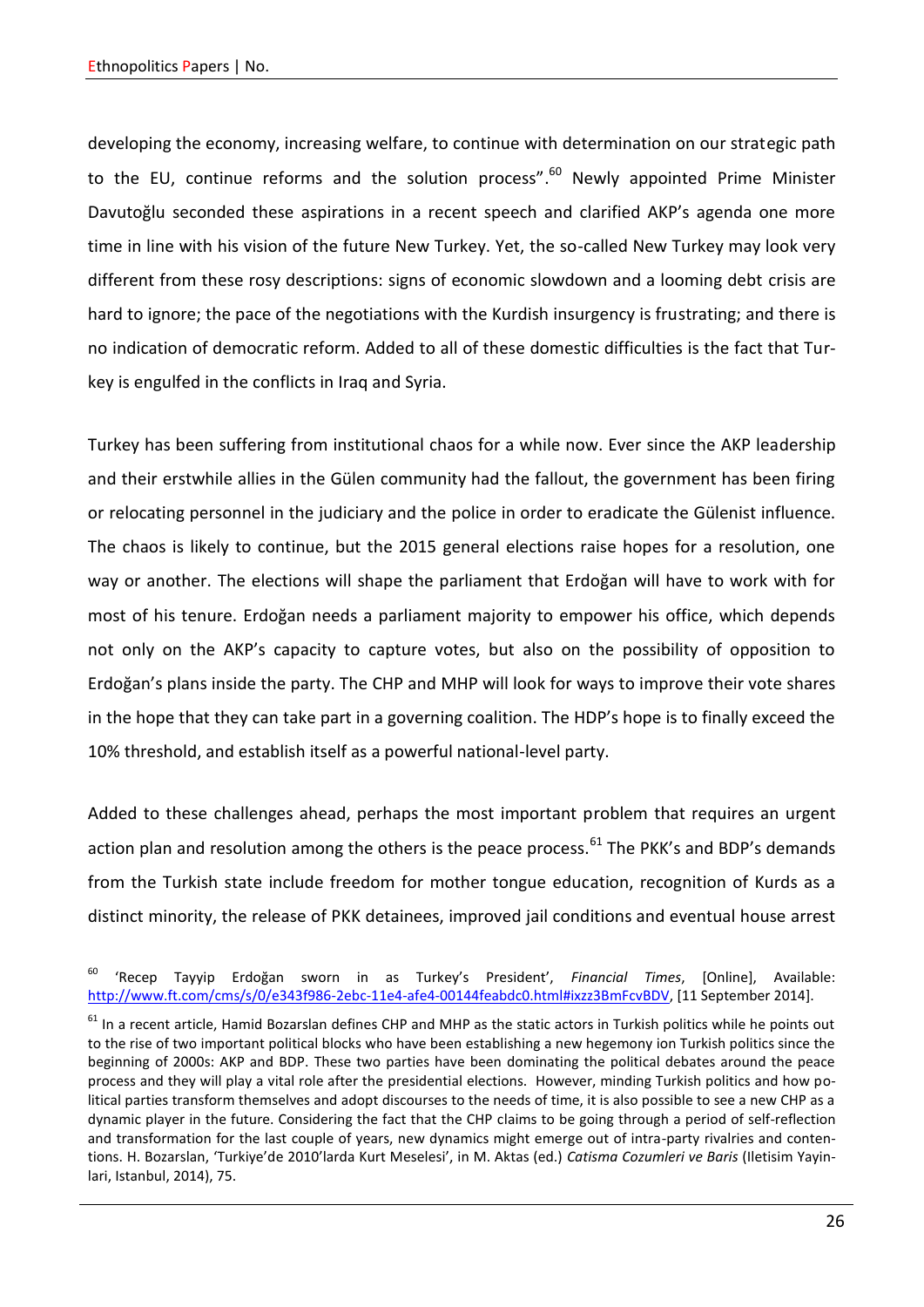developing the economy, increasing welfare, to continue with determination on our strategic path to the EU, continue reforms and the solution process".[60] Newly appointed Prime Minister Davutoğlu seconded these aspirations in a recent speech and clarified AKP's agenda one more time in line with his vision of the future New Turkey. Yet, the so-called New Turkey may look very different from these rosy descriptions: signs of economic slowdown and a looming debt crisis are hard to ignore; the pace of the negotiations with the Kurdish insurgency is frustrating; and there is no indication of democratic reform. Added to all of these domestic difficulties is the fact that Turkey is engulfed in the conflicts in Iraq and Syria.

Turkey has been suffering from institutional chaos for a while now. Ever since the AKP leadership and their erstwhile allies in the Gülen community had the fallout, the government has been firing or relocating personnel in the judiciary and the police in order to eradicate the Gülenist influence. The chaos is likely to continue, but the 2015 general elections raise hopes for a resolution, one way or another. The elections will shape the parliament that Erdoğan will have to work with for most of his tenure. Erdoğan needs a parliament majority to empower his office, which depends not only on the AKP's capacity to capture votes, but also on the possibility of opposition to Erdoğan's plans inside the party. The CHP and MHP will look for ways to improve their vote shares in the hope that they can take part in a governing coalition. The HDP's hope is to finally exceed the 10% threshold, and establish itself as a powerful national-level party.

Added to these challenges ahead, perhaps the most important problem that requires an urgent action plan and resolution among the others is the peace process.[61] The PKK's and BDP's demands from the Turkish state include freedom for mother tongue education, recognition of Kurds as a distinct minority, the release of PKK detainees, improved jail conditions and eventual house arrest

---

[60] 'Recep Tayyip Erdoğan sworn in as Turkey's President', *Financial Times*, [Online], Available: http://www.ft.com/cms/s/0/e343f986-2ebc-11e4-afe4-00144feabdc0.html#ixzz3BmFcvBDV, [11 September 2014].

[61] In a recent article, Hamid Bozarslan defines CHP and MHP as the static actors in Turkish politics while he points out to the rise of two important political blocks who have been establishing a new hegemony ion Turkish politics since the beginning of 2000s: AKP and BDP. These two parties have been dominating the political debates around the peace process and they will play a vital role after the presidential elections. However, minding Turkish politics and how political parties transform themselves and adopt discourses to the needs of time, it is also possible to see a new CHP as a dynamic player in the future. Considering the fact that the CHP claims to be going through a period of self-reflection and transformation for the last couple of years, new dynamics might emerge out of intra-party rivalries and contentions. H. Bozarslan, 'Turkiye'de 2010'larda Kurt Meselesi', in M. Aktas (ed.) *Catisma Cozumleri ve Baris* (Iletisim Yayinlari, Istanbul, 2014), 75.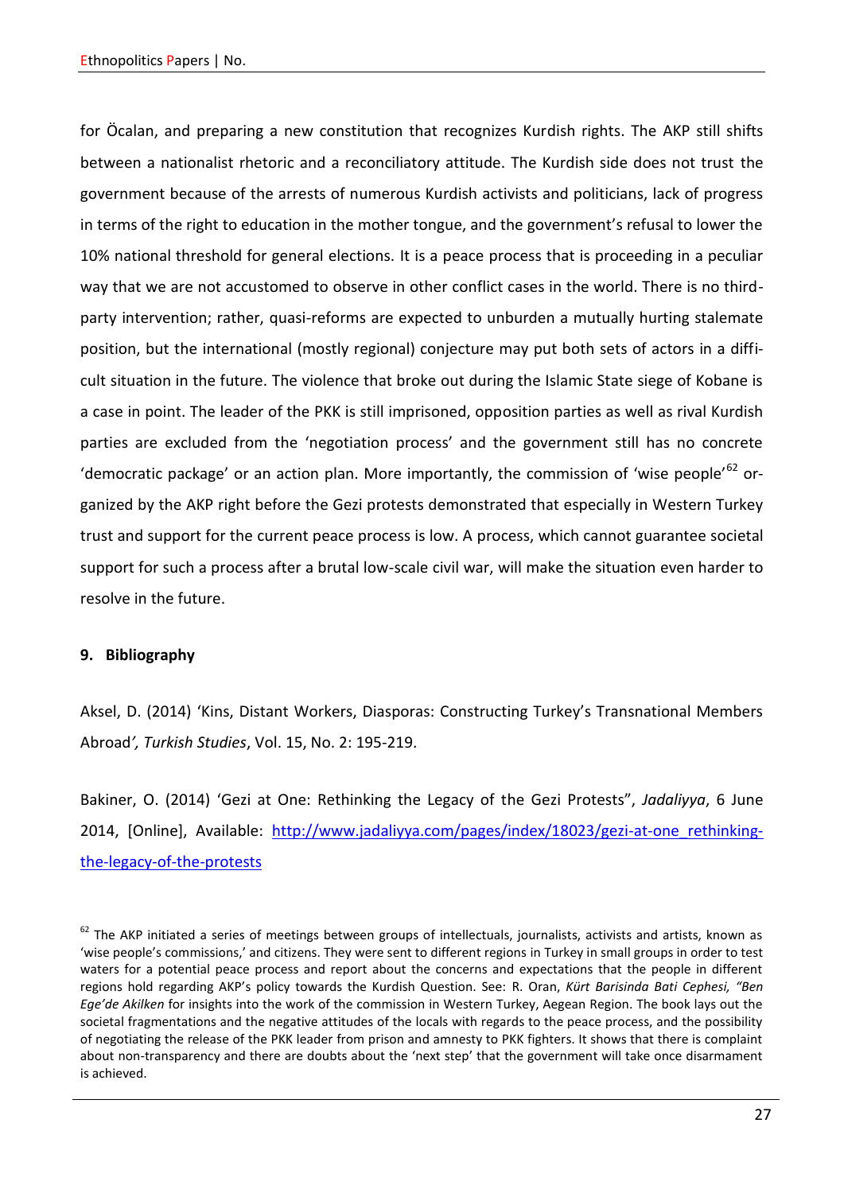for Öcalan, and preparing a new constitution that recognizes Kurdish rights. The AKP still shifts between a nationalist rhetoric and a reconciliatory attitude. The Kurdish side does not trust the government because of the arrests of numerous Kurdish activists and politicians, lack of progress in terms of the right to education in the mother tongue, and the government's refusal to lower the 10% national threshold for general elections. It is a peace process that is proceeding in a peculiar way that we are not accustomed to observe in other conflict cases in the world. There is no third-party intervention; rather, quasi-reforms are expected to unburden a mutually hurting stalemate position, but the international (mostly regional) conjecture may put both sets of actors in a difficult situation in the future. The violence that broke out during the Islamic State siege of Kobane is a case in point. The leader of the PKK is still imprisoned, opposition parties as well as rival Kurdish parties are excluded from the 'negotiation process' and the government still has no concrete 'democratic package' or an action plan. More importantly, the commission of 'wise people'[62] organized by the AKP right before the Gezi protests demonstrated that especially in Western Turkey trust and support for the current peace process is low. A process, which cannot guarantee societal support for such a process after a brutal low-scale civil war, will make the situation even harder to resolve in the future.

## 9. Bibliography

Aksel, D. (2014) 'Kins, Distant Workers, Diasporas: Constructing Turkey's Transnational Members Abroad*', Turkish Studies*, Vol. 15, No. 2: 195-219.

Bakiner, O. (2014) 'Gezi at One: Rethinking the Legacy of the Gezi Protests", *Jadaliyya*, 6 June 2014, [Online], Available: http://www.jadaliyya.com/pages/index/18023/gezi-at-one_rethinking-the-legacy-of-the-protests

[62] The AKP initiated a series of meetings between groups of intellectuals, journalists, activists and artists, known as 'wise people's commissions,' and citizens. They were sent to different regions in Turkey in small groups in order to test waters for a potential peace process and report about the concerns and expectations that the people in different regions hold regarding AKP's policy towards the Kurdish Question. See: R. Oran, *Kürt Barisinda Bati Cephesi, "Ben Ege'de Akilken* for insights into the work of the commission in Western Turkey, Aegean Region. The book lays out the societal fragmentations and the negative attitudes of the locals with regards to the peace process, and the possibility of negotiating the release of the PKK leader from prison and amnesty to PKK fighters. It shows that there is complaint about non-transparency and there are doubts about the 'next step' that the government will take once disarmament is achieved.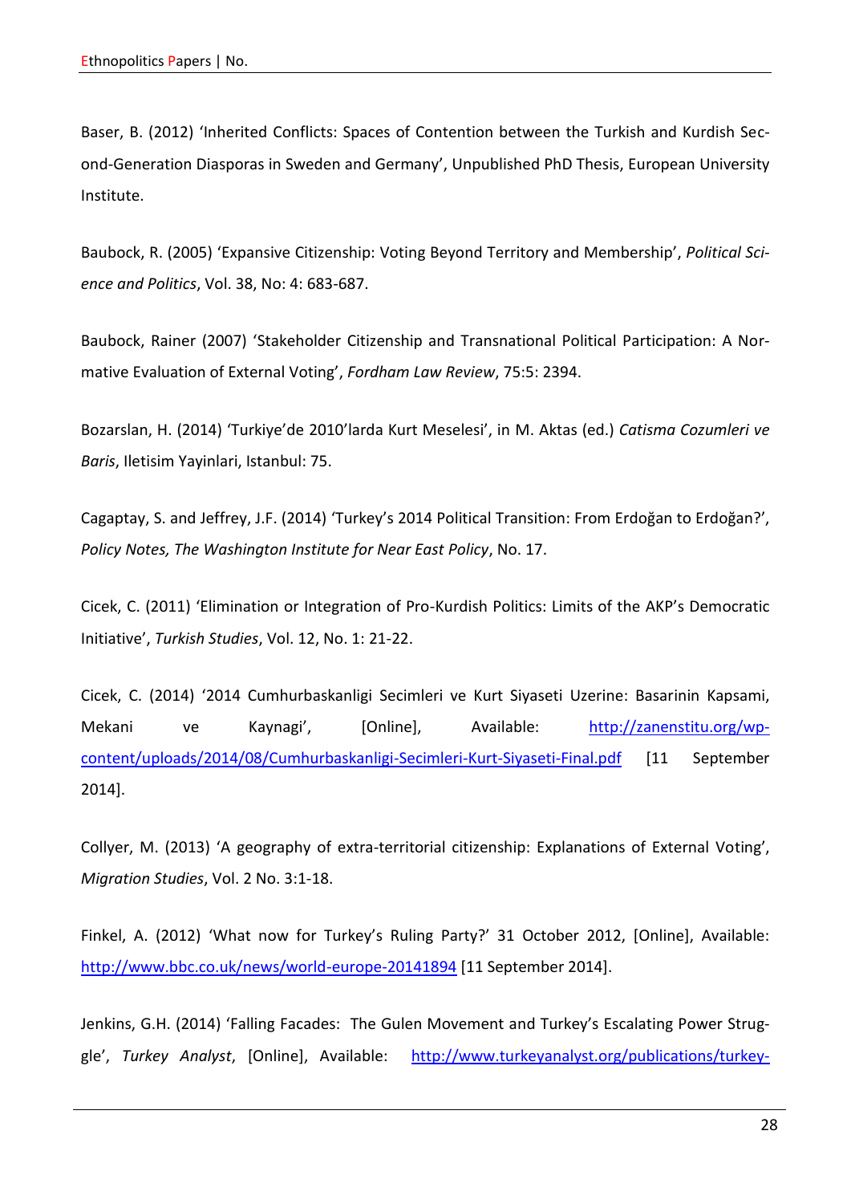Baser, B. (2012) 'Inherited Conflicts: Spaces of Contention between the Turkish and Kurdish Second-Generation Diasporas in Sweden and Germany', Unpublished PhD Thesis, European University Institute.

Baubock, R. (2005) 'Expansive Citizenship: Voting Beyond Territory and Membership', *Political Science and Politics*, Vol. 38, No: 4: 683-687.

Baubock, Rainer (2007) 'Stakeholder Citizenship and Transnational Political Participation: A Normative Evaluation of External Voting', *Fordham Law Review*, 75:5: 2394.

Bozarslan, H. (2014) 'Turkiye'de 2010'larda Kurt Meselesi', in M. Aktas (ed.) *Catisma Cozumleri ve Baris*, Iletisim Yayinlari, Istanbul: 75.

Cagaptay, S. and Jeffrey, J.F. (2014) 'Turkey's 2014 Political Transition: From Erdoğan to Erdoğan?', *Policy Notes, The Washington Institute for Near East Policy*, No. 17.

Cicek, C. (2011) 'Elimination or Integration of Pro-Kurdish Politics: Limits of the AKP's Democratic Initiative', *Turkish Studies*, Vol. 12, No. 1: 21-22.

Cicek, C. (2014) '2014 Cumhurbaskanligi Secimleri ve Kurt Siyaseti Uzerine: Basarinin Kapsami, Mekani ve Kaynagi', [Online], Available: http://zanenstitu.org/wp-content/uploads/2014/08/Cumhurbaskanligi-Secimleri-Kurt-Siyaseti-Final.pdf [11 September 2014].

Collyer, M. (2013) 'A geography of extra-territorial citizenship: Explanations of External Voting', *Migration Studies*, Vol. 2 No. 3:1-18.

Finkel, A. (2012) 'What now for Turkey's Ruling Party?' 31 October 2012, [Online], Available: http://www.bbc.co.uk/news/world-europe-20141894 [11 September 2014].

Jenkins, G.H. (2014) 'Falling Facades: The Gulen Movement and Turkey's Escalating Power Struggle', *Turkey Analyst*, [Online], Available: http://www.turkeyanalyst.org/publications/turkey-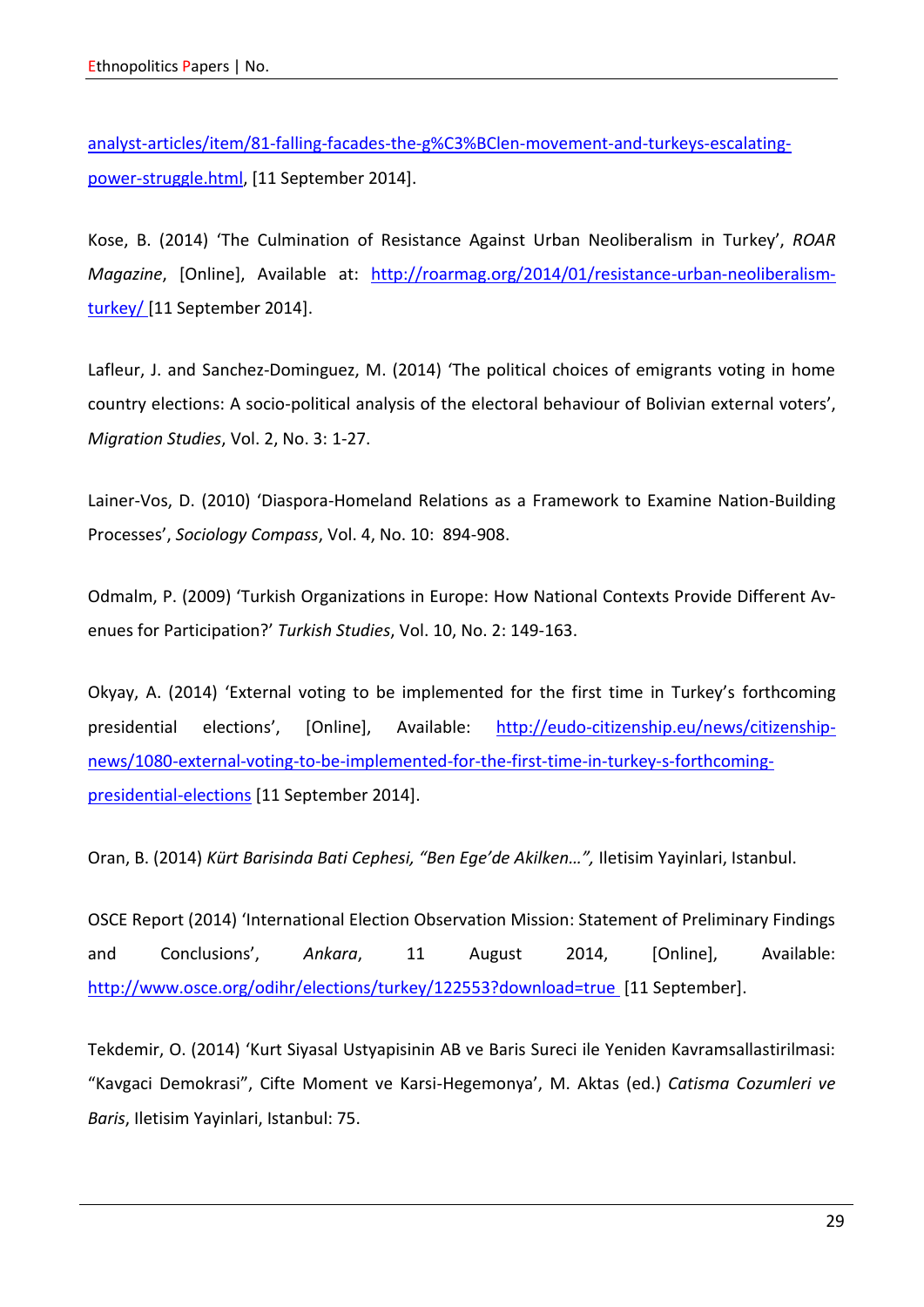[analyst-articles/item/81-falling-facades-the-g%C3%BClen-movement-and-turkeys-escalating-power-struggle.html](analyst-articles/item/81-falling-facades-the-g%C3%BClen-movement-and-turkeys-escalating-power-struggle.html), [11 September 2014].

Kose, B. (2014) 'The Culmination of Resistance Against Urban Neoliberalism in Turkey', *ROAR Magazine*, [Online], Available at: [http://roarmag.org/2014/01/resistance-urban-neoliberalism-turkey/](http://roarmag.org/2014/01/resistance-urban-neoliberalism-turkey/) [11 September 2014].

Lafleur, J. and Sanchez-Dominguez, M. (2014) 'The political choices of emigrants voting in home country elections: A socio-political analysis of the electoral behaviour of Bolivian external voters', *Migration Studies*, Vol. 2, No. 3: 1-27.

Lainer-Vos, D. (2010) 'Diaspora-Homeland Relations as a Framework to Examine Nation-Building Processes', *Sociology Compass*, Vol. 4, No. 10: 894-908.

Odmalm, P. (2009) 'Turkish Organizations in Europe: How National Contexts Provide Different Avenues for Participation?' *Turkish Studies*, Vol. 10, No. 2: 149-163.

Okyay, A. (2014) 'External voting to be implemented for the first time in Turkey's forthcoming presidential elections', [Online], Available: [http://eudo-citizenship.eu/news/citizenship-news/1080-external-voting-to-be-implemented-for-the-first-time-in-turkey-s-forthcoming-presidential-elections](http://eudo-citizenship.eu/news/citizenship-news/1080-external-voting-to-be-implemented-for-the-first-time-in-turkey-s-forthcoming-presidential-elections) [11 September 2014].

Oran, B. (2014) *Kürt Barisinda Bati Cephesi, "Ben Ege'de Akilken…",* Iletisim Yayinlari, Istanbul.

OSCE Report (2014) 'International Election Observation Mission: Statement of Preliminary Findings and Conclusions', *Ankara*, 11 August 2014, [Online], Available: [http://www.osce.org/odihr/elections/turkey/122553?download=true](http://www.osce.org/odihr/elections/turkey/122553?download=true) [11 September].

Tekdemir, O. (2014) 'Kurt Siyasal Ustyapisinin AB ve Baris Sureci ile Yeniden Kavramsallastirilmasi: "Kavgaci Demokrasi", Cifte Moment ve Karsi-Hegemonya', M. Aktas (ed.) *Catisma Cozumleri ve Baris*, Iletisim Yayinlari, Istanbul: 75.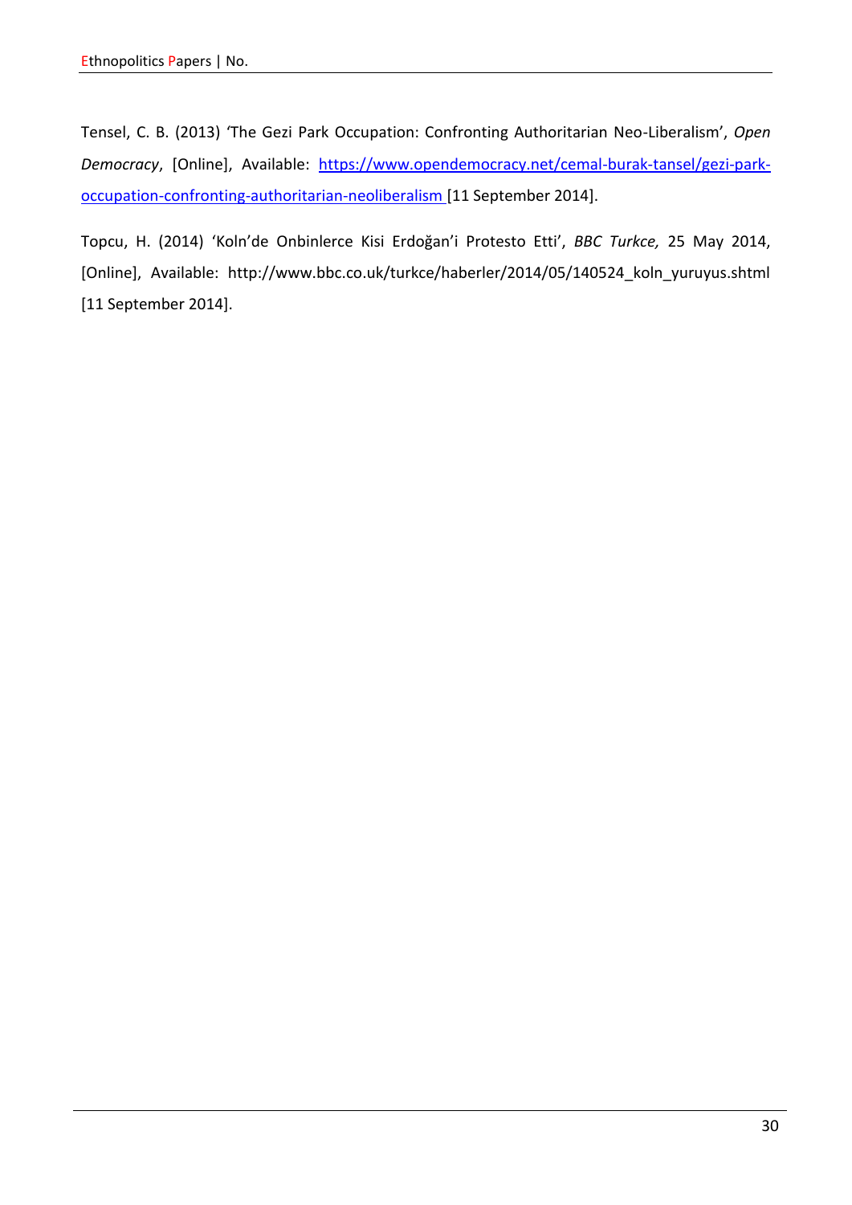Tensel, C. B. (2013) 'The Gezi Park Occupation: Confronting Authoritarian Neo-Liberalism', *Open Democracy*, [Online], Available: [https://www.opendemocracy.net/cemal-burak-tansel/gezi-park-occupation-confronting-authoritarian-neoliberalism](https://www.opendemocracy.net/cemal-burak-tansel/gezi-park-occupation-confronting-authoritarian-neoliberalism) [11 September 2014].

Topcu, H. (2014) 'Koln'de Onbinlerce Kisi Erdoğan'i Protesto Etti', *BBC Turkce,* 25 May 2014, [Online], Available: http://www.bbc.co.uk/turkce/haberler/2014/05/140524_koln_yuruyus.shtml [11 September 2014].